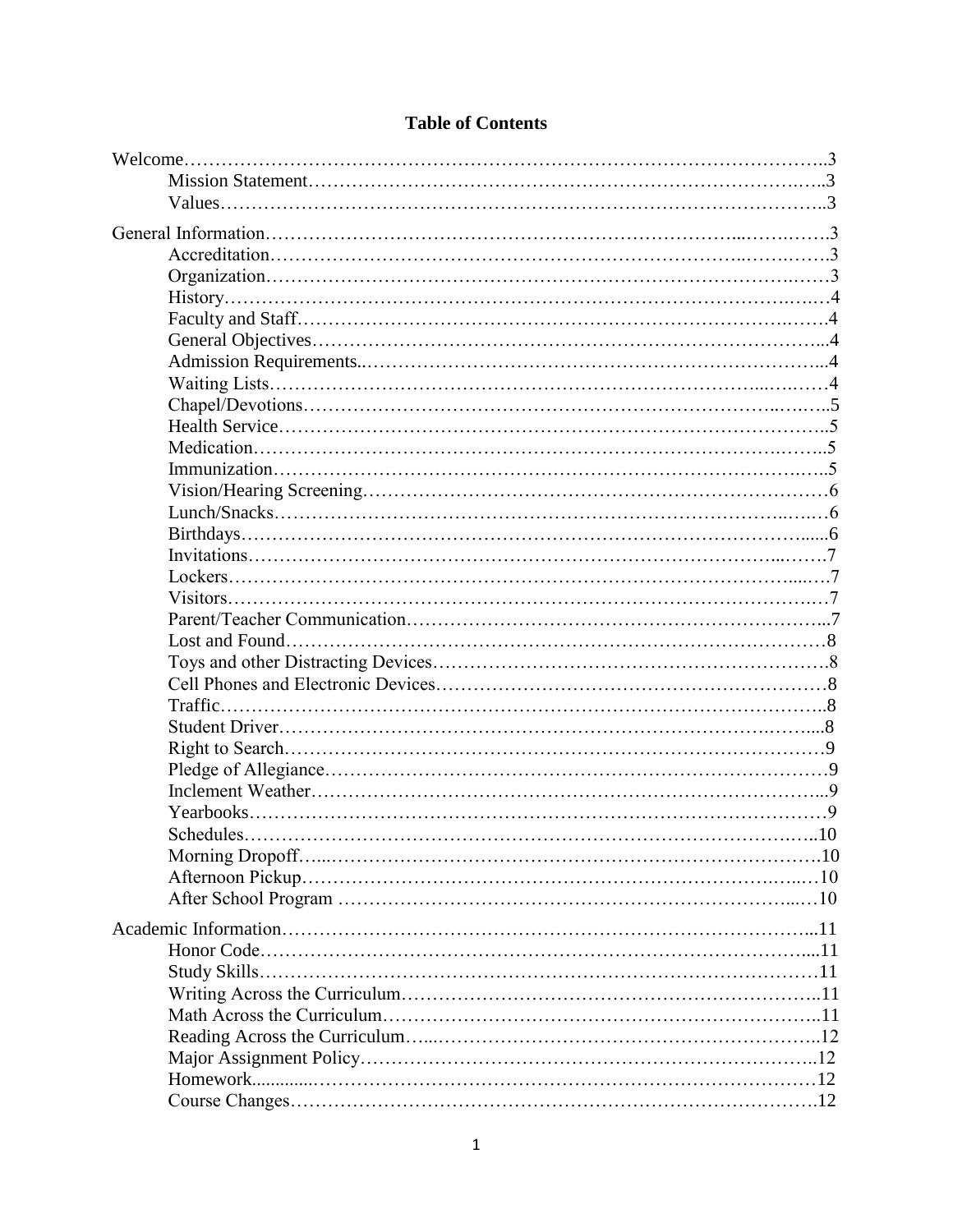# Table of Contents

Welcome……………………………………………………………………………………..3
- Mission Statement…………………………………………………………………..3
- Values………………………………………………………………………………..3

General Information…………………………………………………………………………3
- Accreditation…………………………………………………………………………3
- Organization…………………………………………………………………………3
- History…………………………………………………………………………………4
- Faculty and Staff……………………………………………………………………..4
- General Objectives…………………………………………………………………...4
- Admission Requirements..…………………………………………………………...4
- Waiting Lists…………………………………………………………………………4
- Chapel/Devotions……………………………………………………………………..5
- Health Service………………………………………………………………………..5
- Medication……………………………………………………………………………5
- Immunization…………………………………………………………………………5
- Vision/Hearing Screening……………………………………………………………6
- Lunch/Snacks…………………………………………………………………………6
- Birthdays……………………………………………………………………………...6
- Invitations……………………………………………………………………………..7
- Lockers………………………………………………………………………………..7
- Visitors………………………………………………………………………………..7
- Parent/Teacher Communication……………………………………………………...7
- Lost and Found……………………………………………………………………….8
- Toys and other Distracting Devices………………………………………………….8
- Cell Phones and Electronic Devices………………………………………………….8
- Traffic…………………………………………………………………………………8
- Student Driver………………………………………………………………………...8
- Right to Search………………………………………………………………………..9
- Pledge of Allegiance…………………………………………………………………..9
- Inclement Weather……………………………………………………………………..9
- Yearbooks……………………………………………………………………………..9
- Schedules……………………………………………………………………………..10
- Morning Dropoff……………………………………………………………………..10
- Afternoon Pickup……………………………………………………………………..10
- After School Program ………………………………………………………………..10

Academic Information…………………………………………………………………………...11
- Honor Code……………………………………………………………………………...11
- Study Skills……………………………………………………………………………..11
- Writing Across the Curriculum………………………………………………………..11
- Math Across the Curriculum…………………………………………………………..11
- Reading Across the Curriculum………………………………………………………..12
- Major Assignment Policy………………………………………………………………12
- Homework........……………………………………………………………………….12
- Course Changes…………………………………………………………………………12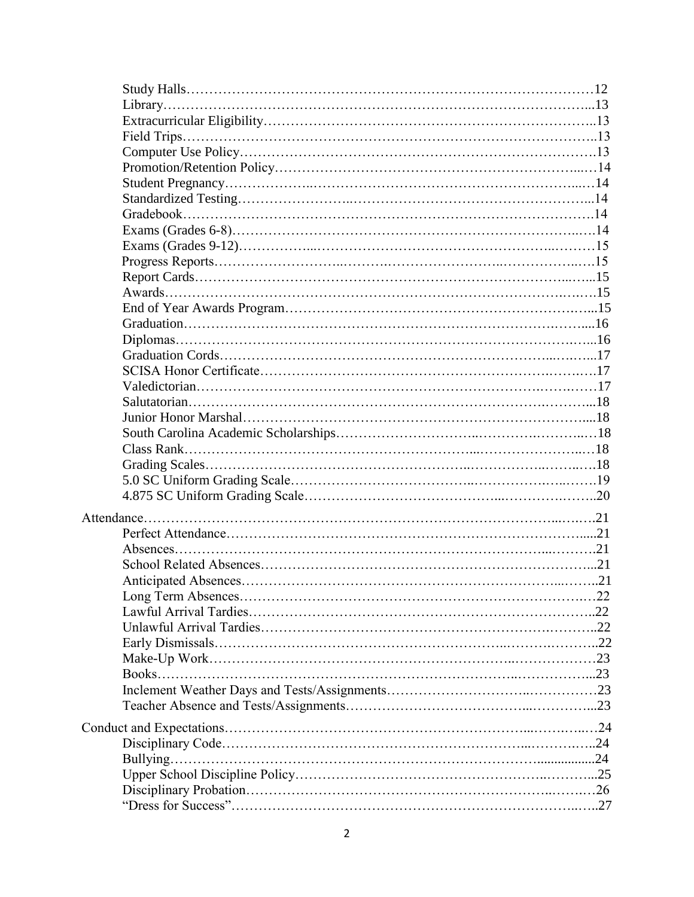- Study Halls……………………………………………………………………………12
- Library……………………………………………………………………………13
- Extracurricular Eligibility……………………………………………………………13
- Field Trips……………………………………………………………………………13
- Computer Use Policy…………………………………………………………………13
- Promotion/Retention Policy……………………………………………………………14
- Student Pregnancy……………………………………………………………………14
- Standardized Testing…………………………………………………………………14
- Gradebook……………………………………………………………………………14
- Exams (Grades 6-8)……………………………………………………………………14
- Exams (Grades 9-12)…………………………………………………………………15
- Progress Reports………………………………………………………………………15
- Report Cards…………………………………………………………………………15
- Awards………………………………………………………………………………15
- End of Year Awards Program…………………………………………………………15
- Graduation……………………………………………………………………………16
- Diplomas………………………………………………………………………………16
- Graduation Cords………………………………………………………………………17
- SCISA Honor Certificate………………………………………………………………17
- Valedictorian…………………………………………………………………………17
- Salutatorian……………………………………………………………………………18
- Junior Honor Marshal…………………………………………………………………18
- South Carolina Academic Scholarships………………………………………………18
- Class Rank……………………………………………………………………………18
- Grading Scales…………………………………………………………………………18
- 5.0 SC Uniform Grading Scale…………………………………………………………19
- 4.875 SC Uniform Grading Scale………………………………………………………20

Attendance……………………………………………………………………………21

- Perfect Attendance……………………………………………………………………21
- Absences………………………………………………………………………………21
- School Related Absences………………………………………………………………21
- Anticipated Absences…………………………………………………………………21
- Long Term Absences…………………………………………………………………22
- Lawful Arrival Tardies…………………………………………………………………22
- Unlawful Arrival Tardies………………………………………………………………22
- Early Dismissals………………………………………………………………………22
- Make-Up Work…………………………………………………………………………23
- Books…………………………………………………………………………………23
- Inclement Weather Days and Tests/Assignments………………………………………23
- Teacher Absence and Tests/Assignments………………………………………………23

Conduct and Expectations………………………………………………………………24

- Disciplinary Code……………………………………………………………………24
- Bullying………………………………………………………………………………24
- Upper School Discipline Policy………………………………………………………25
- Disciplinary Probation…………………………………………………………………26
- "Dress for Success"……………………………………………………………………27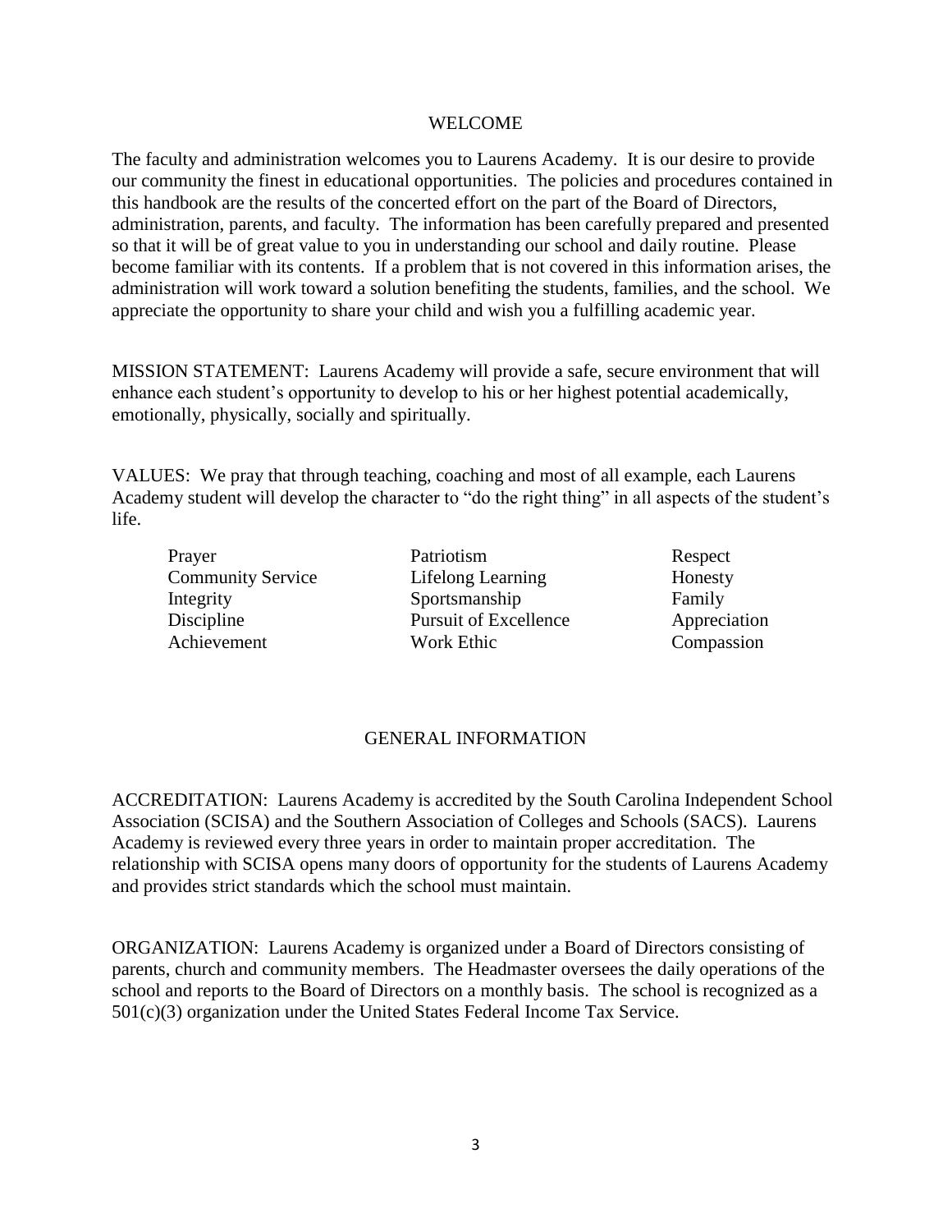## WELCOME

The faculty and administration welcomes you to Laurens Academy. It is our desire to provide our community the finest in educational opportunities. The policies and procedures contained in this handbook are the results of the concerted effort on the part of the Board of Directors, administration, parents, and faculty. The information has been carefully prepared and presented so that it will be of great value to you in understanding our school and daily routine. Please become familiar with its contents. If a problem that is not covered in this information arises, the administration will work toward a solution benefiting the students, families, and the school. We appreciate the opportunity to share your child and wish you a fulfilling academic year.

MISSION STATEMENT: Laurens Academy will provide a safe, secure environment that will enhance each student's opportunity to develop to his or her highest potential academically, emotionally, physically, socially and spiritually.

VALUES: We pray that through teaching, coaching and most of all example, each Laurens Academy student will develop the character to "do the right thing" in all aspects of the student's life.

| | | |
|---|---|---|
| Prayer | Patriotism | Respect |
| Community Service | Lifelong Learning | Honesty |
| Integrity | Sportsmanship | Family |
| Discipline | Pursuit of Excellence | Appreciation |
| Achievement | Work Ethic | Compassion |

## GENERAL INFORMATION

ACCREDITATION: Laurens Academy is accredited by the South Carolina Independent School Association (SCISA) and the Southern Association of Colleges and Schools (SACS). Laurens Academy is reviewed every three years in order to maintain proper accreditation. The relationship with SCISA opens many doors of opportunity for the students of Laurens Academy and provides strict standards which the school must maintain.

ORGANIZATION: Laurens Academy is organized under a Board of Directors consisting of parents, church and community members. The Headmaster oversees the daily operations of the school and reports to the Board of Directors on a monthly basis. The school is recognized as a 501(c)(3) organization under the United States Federal Income Tax Service.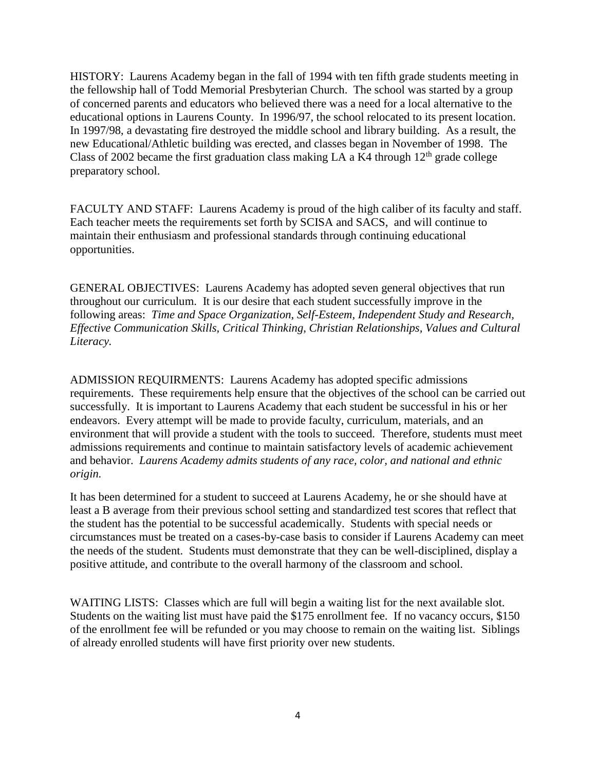HISTORY: Laurens Academy began in the fall of 1994 with ten fifth grade students meeting in the fellowship hall of Todd Memorial Presbyterian Church. The school was started by a group of concerned parents and educators who believed there was a need for a local alternative to the educational options in Laurens County. In 1996/97, the school relocated to its present location. In 1997/98, a devastating fire destroyed the middle school and library building. As a result, the new Educational/Athletic building was erected, and classes began in November of 1998. The Class of 2002 became the first graduation class making LA a K4 through 12th grade college preparatory school.

FACULTY AND STAFF: Laurens Academy is proud of the high caliber of its faculty and staff. Each teacher meets the requirements set forth by SCISA and SACS, and will continue to maintain their enthusiasm and professional standards through continuing educational opportunities.

GENERAL OBJECTIVES: Laurens Academy has adopted seven general objectives that run throughout our curriculum. It is our desire that each student successfully improve in the following areas: *Time and Space Organization, Self-Esteem, Independent Study and Research, Effective Communication Skills, Critical Thinking, Christian Relationships, Values and Cultural Literacy.*

ADMISSION REQUIRMENTS: Laurens Academy has adopted specific admissions requirements. These requirements help ensure that the objectives of the school can be carried out successfully. It is important to Laurens Academy that each student be successful in his or her endeavors. Every attempt will be made to provide faculty, curriculum, materials, and an environment that will provide a student with the tools to succeed. Therefore, students must meet admissions requirements and continue to maintain satisfactory levels of academic achievement and behavior. *Laurens Academy admits students of any race, color, and national and ethnic origin.*

It has been determined for a student to succeed at Laurens Academy, he or she should have at least a B average from their previous school setting and standardized test scores that reflect that the student has the potential to be successful academically. Students with special needs or circumstances must be treated on a cases-by-case basis to consider if Laurens Academy can meet the needs of the student. Students must demonstrate that they can be well-disciplined, display a positive attitude, and contribute to the overall harmony of the classroom and school.

WAITING LISTS: Classes which are full will begin a waiting list for the next available slot. Students on the waiting list must have paid the $175 enrollment fee. If no vacancy occurs, $150 of the enrollment fee will be refunded or you may choose to remain on the waiting list. Siblings of already enrolled students will have first priority over new students.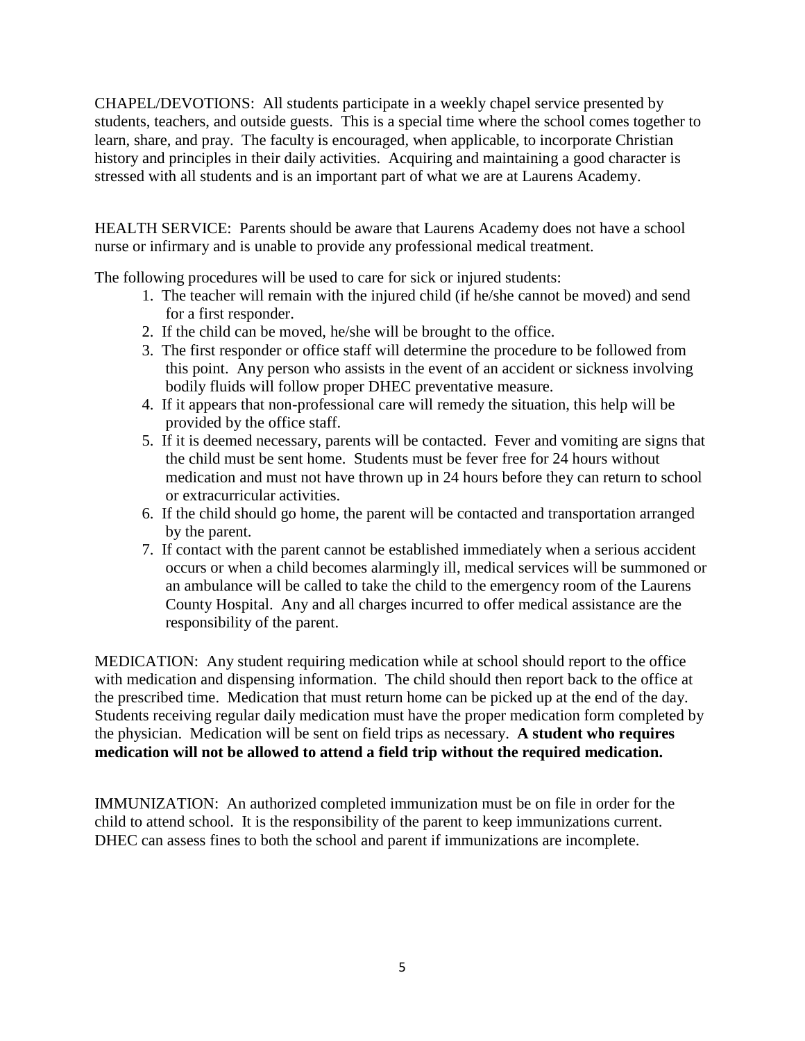CHAPEL/DEVOTIONS: All students participate in a weekly chapel service presented by students, teachers, and outside guests. This is a special time where the school comes together to learn, share, and pray. The faculty is encouraged, when applicable, to incorporate Christian history and principles in their daily activities. Acquiring and maintaining a good character is stressed with all students and is an important part of what we are at Laurens Academy.

HEALTH SERVICE: Parents should be aware that Laurens Academy does not have a school nurse or infirmary and is unable to provide any professional medical treatment.

The following procedures will be used to care for sick or injured students:

1. The teacher will remain with the injured child (if he/she cannot be moved) and send for a first responder.
2. If the child can be moved, he/she will be brought to the office.
3. The first responder or office staff will determine the procedure to be followed from this point. Any person who assists in the event of an accident or sickness involving bodily fluids will follow proper DHEC preventative measure.
4. If it appears that non-professional care will remedy the situation, this help will be provided by the office staff.
5. If it is deemed necessary, parents will be contacted. Fever and vomiting are signs that the child must be sent home. Students must be fever free for 24 hours without medication and must not have thrown up in 24 hours before they can return to school or extracurricular activities.
6. If the child should go home, the parent will be contacted and transportation arranged by the parent.
7. If contact with the parent cannot be established immediately when a serious accident occurs or when a child becomes alarmingly ill, medical services will be summoned or an ambulance will be called to take the child to the emergency room of the Laurens County Hospital. Any and all charges incurred to offer medical assistance are the responsibility of the parent.

MEDICATION: Any student requiring medication while at school should report to the office with medication and dispensing information. The child should then report back to the office at the prescribed time. Medication that must return home can be picked up at the end of the day. Students receiving regular daily medication must have the proper medication form completed by the physician. Medication will be sent on field trips as necessary. **A student who requires medication will not be allowed to attend a field trip without the required medication.**

IMMUNIZATION: An authorized completed immunization must be on file in order for the child to attend school. It is the responsibility of the parent to keep immunizations current. DHEC can assess fines to both the school and parent if immunizations are incomplete.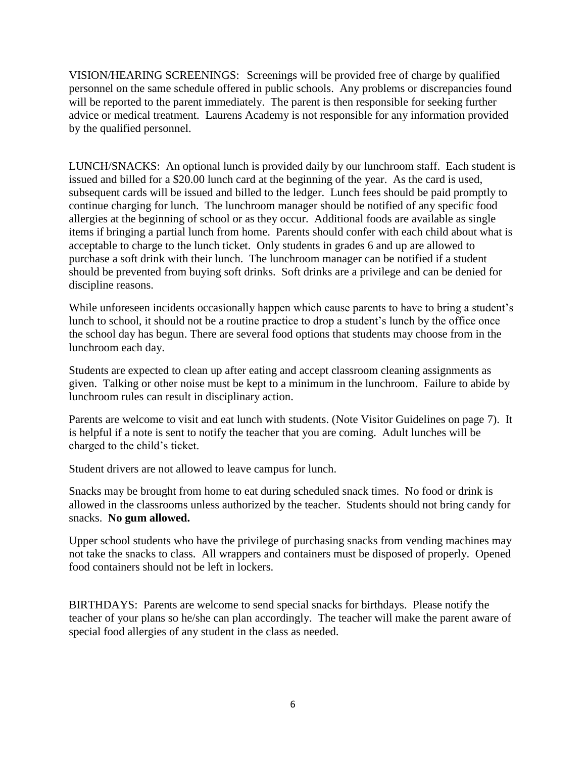VISION/HEARING SCREENINGS: Screenings will be provided free of charge by qualified personnel on the same schedule offered in public schools. Any problems or discrepancies found will be reported to the parent immediately. The parent is then responsible for seeking further advice or medical treatment. Laurens Academy is not responsible for any information provided by the qualified personnel.

LUNCH/SNACKS: An optional lunch is provided daily by our lunchroom staff. Each student is issued and billed for a $20.00 lunch card at the beginning of the year. As the card is used, subsequent cards will be issued and billed to the ledger. Lunch fees should be paid promptly to continue charging for lunch. The lunchroom manager should be notified of any specific food allergies at the beginning of school or as they occur. Additional foods are available as single items if bringing a partial lunch from home. Parents should confer with each child about what is acceptable to charge to the lunch ticket. Only students in grades 6 and up are allowed to purchase a soft drink with their lunch. The lunchroom manager can be notified if a student should be prevented from buying soft drinks. Soft drinks are a privilege and can be denied for discipline reasons.

While unforeseen incidents occasionally happen which cause parents to have to bring a student's lunch to school, it should not be a routine practice to drop a student's lunch by the office once the school day has begun. There are several food options that students may choose from in the lunchroom each day.

Students are expected to clean up after eating and accept classroom cleaning assignments as given. Talking or other noise must be kept to a minimum in the lunchroom. Failure to abide by lunchroom rules can result in disciplinary action.

Parents are welcome to visit and eat lunch with students. (Note Visitor Guidelines on page 7). It is helpful if a note is sent to notify the teacher that you are coming. Adult lunches will be charged to the child's ticket.

Student drivers are not allowed to leave campus for lunch.

Snacks may be brought from home to eat during scheduled snack times. No food or drink is allowed in the classrooms unless authorized by the teacher. Students should not bring candy for snacks. **No gum allowed.**

Upper school students who have the privilege of purchasing snacks from vending machines may not take the snacks to class. All wrappers and containers must be disposed of properly. Opened food containers should not be left in lockers.

BIRTHDAYS: Parents are welcome to send special snacks for birthdays. Please notify the teacher of your plans so he/she can plan accordingly. The teacher will make the parent aware of special food allergies of any student in the class as needed.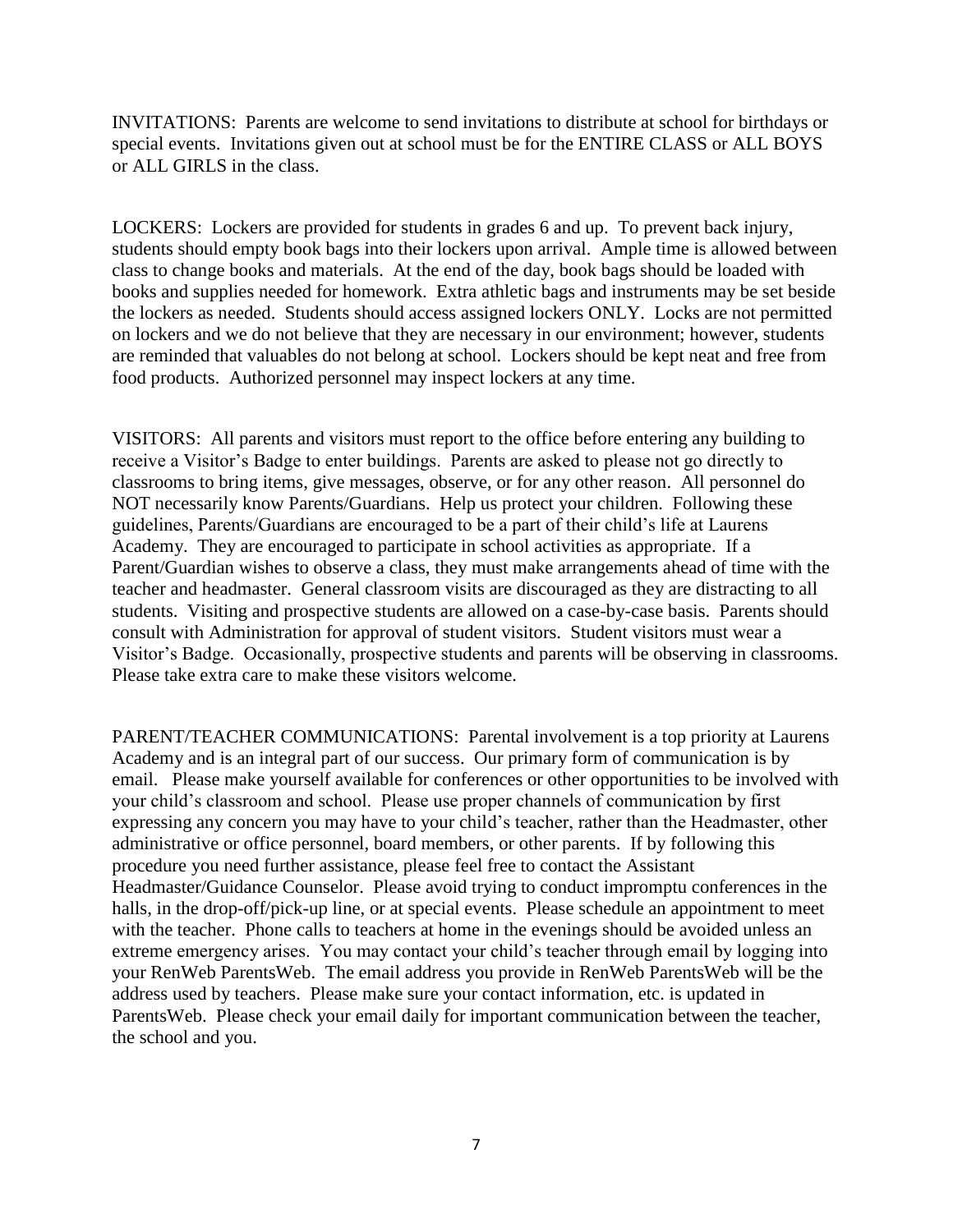INVITATIONS: Parents are welcome to send invitations to distribute at school for birthdays or special events. Invitations given out at school must be for the ENTIRE CLASS or ALL BOYS or ALL GIRLS in the class.

LOCKERS: Lockers are provided for students in grades 6 and up. To prevent back injury, students should empty book bags into their lockers upon arrival. Ample time is allowed between class to change books and materials. At the end of the day, book bags should be loaded with books and supplies needed for homework. Extra athletic bags and instruments may be set beside the lockers as needed. Students should access assigned lockers ONLY. Locks are not permitted on lockers and we do not believe that they are necessary in our environment; however, students are reminded that valuables do not belong at school. Lockers should be kept neat and free from food products. Authorized personnel may inspect lockers at any time.

VISITORS: All parents and visitors must report to the office before entering any building to receive a Visitor's Badge to enter buildings. Parents are asked to please not go directly to classrooms to bring items, give messages, observe, or for any other reason. All personnel do NOT necessarily know Parents/Guardians. Help us protect your children. Following these guidelines, Parents/Guardians are encouraged to be a part of their child's life at Laurens Academy. They are encouraged to participate in school activities as appropriate. If a Parent/Guardian wishes to observe a class, they must make arrangements ahead of time with the teacher and headmaster. General classroom visits are discouraged as they are distracting to all students. Visiting and prospective students are allowed on a case-by-case basis. Parents should consult with Administration for approval of student visitors. Student visitors must wear a Visitor's Badge. Occasionally, prospective students and parents will be observing in classrooms. Please take extra care to make these visitors welcome.

PARENT/TEACHER COMMUNICATIONS: Parental involvement is a top priority at Laurens Academy and is an integral part of our success. Our primary form of communication is by email. Please make yourself available for conferences or other opportunities to be involved with your child's classroom and school. Please use proper channels of communication by first expressing any concern you may have to your child's teacher, rather than the Headmaster, other administrative or office personnel, board members, or other parents. If by following this procedure you need further assistance, please feel free to contact the Assistant Headmaster/Guidance Counselor. Please avoid trying to conduct impromptu conferences in the halls, in the drop-off/pick-up line, or at special events. Please schedule an appointment to meet with the teacher. Phone calls to teachers at home in the evenings should be avoided unless an extreme emergency arises. You may contact your child's teacher through email by logging into your RenWeb ParentsWeb. The email address you provide in RenWeb ParentsWeb will be the address used by teachers. Please make sure your contact information, etc. is updated in ParentsWeb. Please check your email daily for important communication between the teacher, the school and you.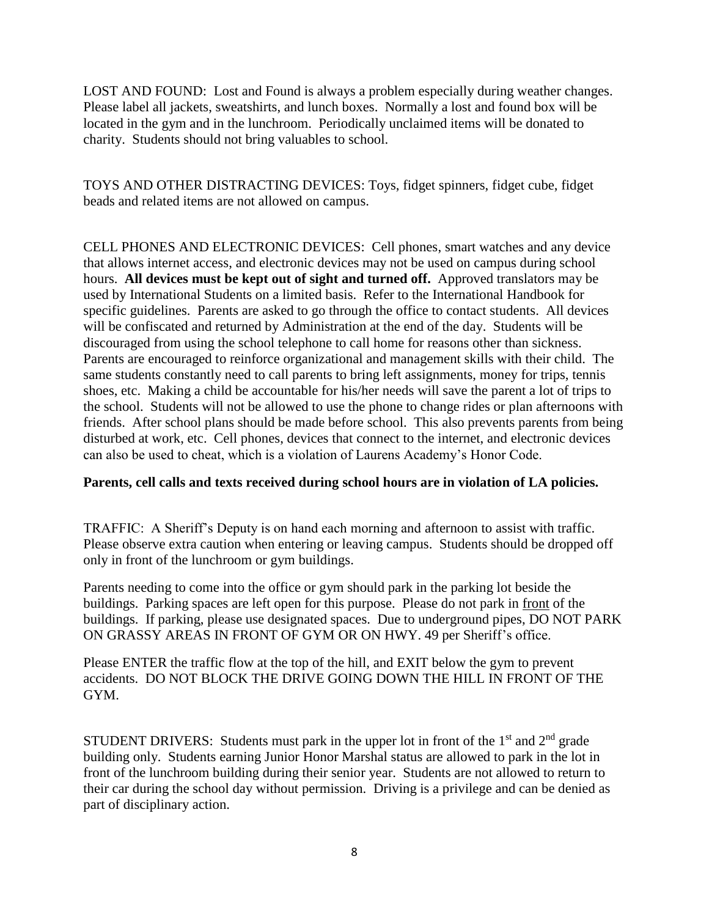LOST AND FOUND: Lost and Found is always a problem especially during weather changes. Please label all jackets, sweatshirts, and lunch boxes. Normally a lost and found box will be located in the gym and in the lunchroom. Periodically unclaimed items will be donated to charity. Students should not bring valuables to school.

TOYS AND OTHER DISTRACTING DEVICES: Toys, fidget spinners, fidget cube, fidget beads and related items are not allowed on campus.

CELL PHONES AND ELECTRONIC DEVICES: Cell phones, smart watches and any device that allows internet access, and electronic devices may not be used on campus during school hours. **All devices must be kept out of sight and turned off.** Approved translators may be used by International Students on a limited basis. Refer to the International Handbook for specific guidelines. Parents are asked to go through the office to contact students. All devices will be confiscated and returned by Administration at the end of the day. Students will be discouraged from using the school telephone to call home for reasons other than sickness. Parents are encouraged to reinforce organizational and management skills with their child. The same students constantly need to call parents to bring left assignments, money for trips, tennis shoes, etc. Making a child be accountable for his/her needs will save the parent a lot of trips to the school. Students will not be allowed to use the phone to change rides or plan afternoons with friends. After school plans should be made before school. This also prevents parents from being disturbed at work, etc. Cell phones, devices that connect to the internet, and electronic devices can also be used to cheat, which is a violation of Laurens Academy's Honor Code.

**Parents, cell calls and texts received during school hours are in violation of LA policies.**

TRAFFIC: A Sheriff's Deputy is on hand each morning and afternoon to assist with traffic. Please observe extra caution when entering or leaving campus. Students should be dropped off only in front of the lunchroom or gym buildings.

Parents needing to come into the office or gym should park in the parking lot beside the buildings. Parking spaces are left open for this purpose. Please do not park in front of the buildings. If parking, please use designated spaces. Due to underground pipes, DO NOT PARK ON GRASSY AREAS IN FRONT OF GYM OR ON HWY. 49 per Sheriff's office.

Please ENTER the traffic flow at the top of the hill, and EXIT below the gym to prevent accidents. DO NOT BLOCK THE DRIVE GOING DOWN THE HILL IN FRONT OF THE GYM.

STUDENT DRIVERS: Students must park in the upper lot in front of the 1st and 2nd grade building only. Students earning Junior Honor Marshal status are allowed to park in the lot in front of the lunchroom building during their senior year. Students are not allowed to return to their car during the school day without permission. Driving is a privilege and can be denied as part of disciplinary action.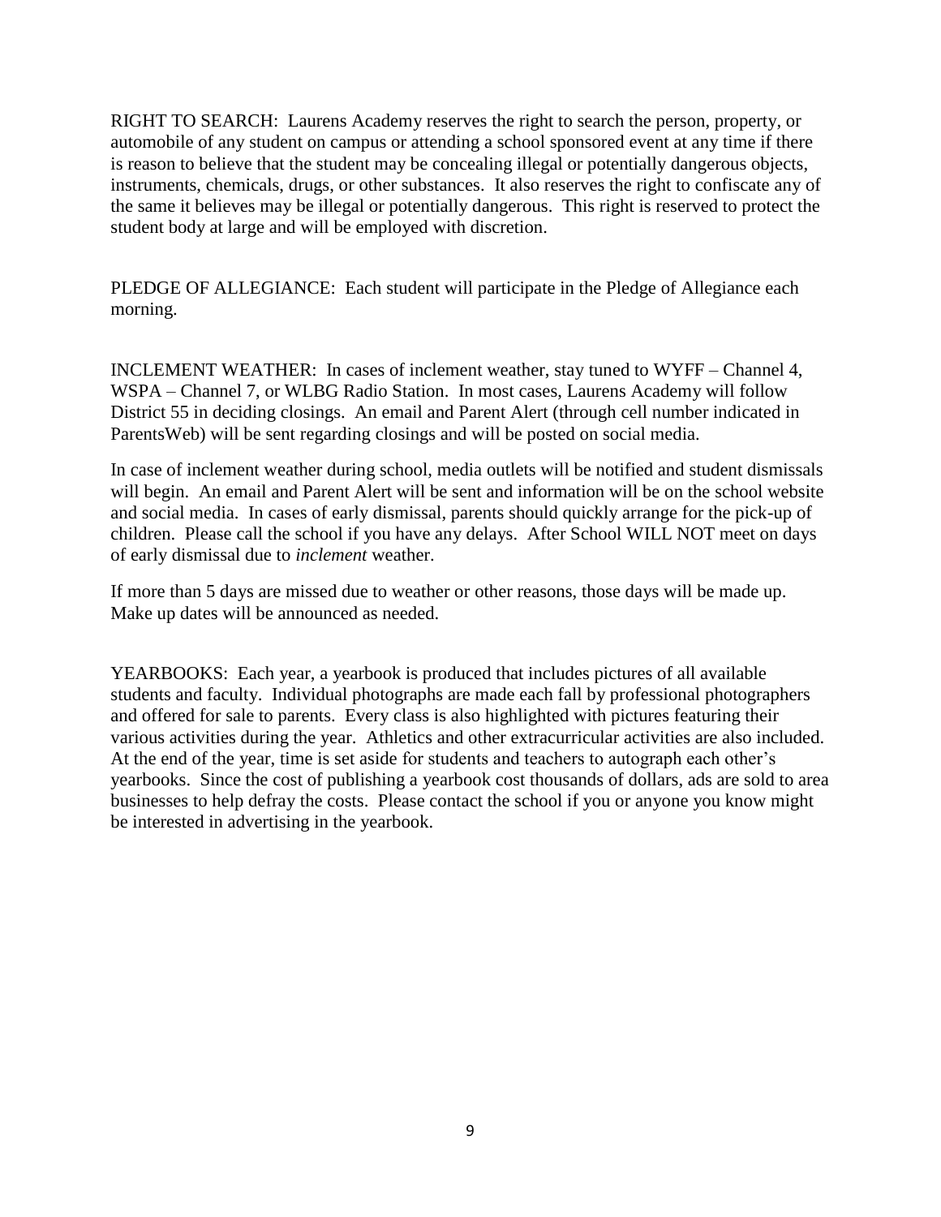RIGHT TO SEARCH: Laurens Academy reserves the right to search the person, property, or automobile of any student on campus or attending a school sponsored event at any time if there is reason to believe that the student may be concealing illegal or potentially dangerous objects, instruments, chemicals, drugs, or other substances. It also reserves the right to confiscate any of the same it believes may be illegal or potentially dangerous. This right is reserved to protect the student body at large and will be employed with discretion.

PLEDGE OF ALLEGIANCE: Each student will participate in the Pledge of Allegiance each morning.

INCLEMENT WEATHER: In cases of inclement weather, stay tuned to WYFF – Channel 4, WSPA – Channel 7, or WLBG Radio Station. In most cases, Laurens Academy will follow District 55 in deciding closings. An email and Parent Alert (through cell number indicated in ParentsWeb) will be sent regarding closings and will be posted on social media.

In case of inclement weather during school, media outlets will be notified and student dismissals will begin. An email and Parent Alert will be sent and information will be on the school website and social media. In cases of early dismissal, parents should quickly arrange for the pick-up of children. Please call the school if you have any delays. After School WILL NOT meet on days of early dismissal due to *inclement* weather.

If more than 5 days are missed due to weather or other reasons, those days will be made up. Make up dates will be announced as needed.

YEARBOOKS: Each year, a yearbook is produced that includes pictures of all available students and faculty. Individual photographs are made each fall by professional photographers and offered for sale to parents. Every class is also highlighted with pictures featuring their various activities during the year. Athletics and other extracurricular activities are also included. At the end of the year, time is set aside for students and teachers to autograph each other's yearbooks. Since the cost of publishing a yearbook cost thousands of dollars, ads are sold to area businesses to help defray the costs. Please contact the school if you or anyone you know might be interested in advertising in the yearbook.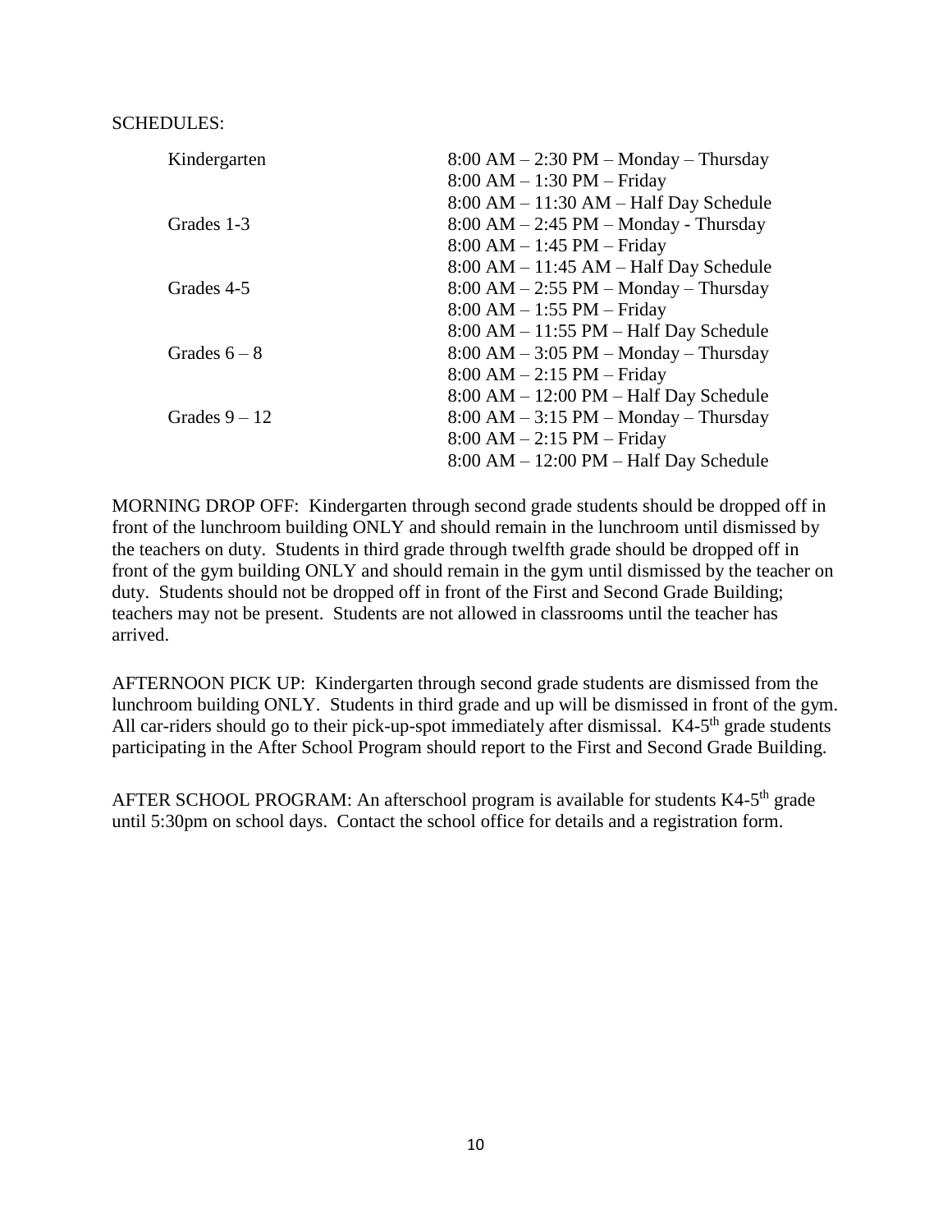SCHEDULES:

| | |
|---|---|
| Kindergarten | 8:00 AM – 2:30 PM – Monday – Thursday |
| | 8:00 AM – 1:30 PM – Friday |
| | 8:00 AM – 11:30 AM – Half Day Schedule |
| Grades 1-3 | 8:00 AM – 2:45 PM – Monday - Thursday |
| | 8:00 AM – 1:45 PM – Friday |
| | 8:00 AM – 11:45 AM – Half Day Schedule |
| Grades 4-5 | 8:00 AM – 2:55 PM – Monday – Thursday |
| | 8:00 AM – 1:55 PM – Friday |
| | 8:00 AM – 11:55 PM – Half Day Schedule |
| Grades 6 – 8 | 8:00 AM – 3:05 PM – Monday – Thursday |
| | 8:00 AM – 2:15 PM – Friday |
| | 8:00 AM – 12:00 PM – Half Day Schedule |
| Grades 9 – 12 | 8:00 AM – 3:15 PM – Monday – Thursday |
| | 8:00 AM – 2:15 PM – Friday |
| | 8:00 AM – 12:00 PM – Half Day Schedule |

MORNING DROP OFF: Kindergarten through second grade students should be dropped off in front of the lunchroom building ONLY and should remain in the lunchroom until dismissed by the teachers on duty. Students in third grade through twelfth grade should be dropped off in front of the gym building ONLY and should remain in the gym until dismissed by the teacher on duty. Students should not be dropped off in front of the First and Second Grade Building; teachers may not be present. Students are not allowed in classrooms until the teacher has arrived.

AFTERNOON PICK UP: Kindergarten through second grade students are dismissed from the lunchroom building ONLY. Students in third grade and up will be dismissed in front of the gym. All car-riders should go to their pick-up-spot immediately after dismissal. K4-5th grade students participating in the After School Program should report to the First and Second Grade Building.

AFTER SCHOOL PROGRAM: An afterschool program is available for students K4-5th grade until 5:30pm on school days. Contact the school office for details and a registration form.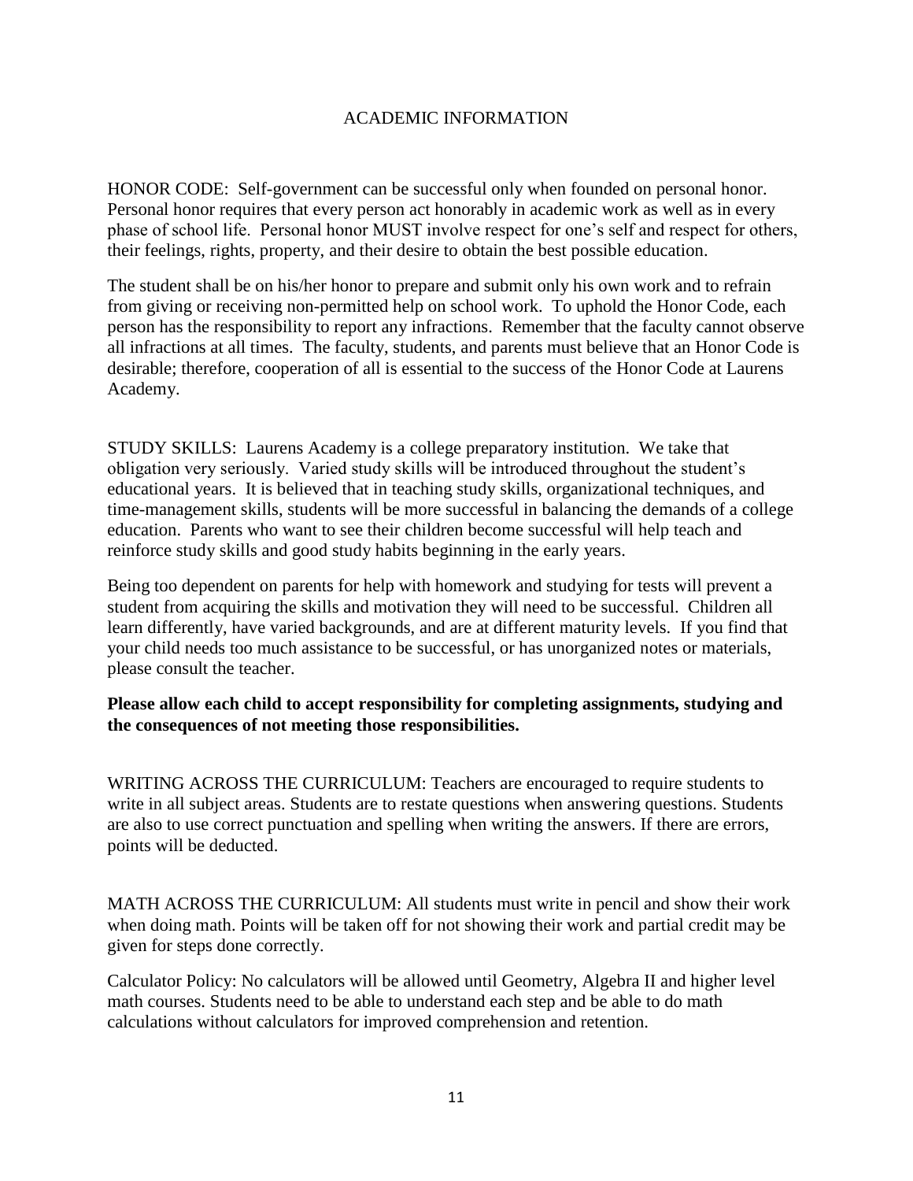# ACADEMIC INFORMATION

HONOR CODE: Self-government can be successful only when founded on personal honor. Personal honor requires that every person act honorably in academic work as well as in every phase of school life. Personal honor MUST involve respect for one's self and respect for others, their feelings, rights, property, and their desire to obtain the best possible education.

The student shall be on his/her honor to prepare and submit only his own work and to refrain from giving or receiving non-permitted help on school work. To uphold the Honor Code, each person has the responsibility to report any infractions. Remember that the faculty cannot observe all infractions at all times. The faculty, students, and parents must believe that an Honor Code is desirable; therefore, cooperation of all is essential to the success of the Honor Code at Laurens Academy.

STUDY SKILLS: Laurens Academy is a college preparatory institution. We take that obligation very seriously. Varied study skills will be introduced throughout the student's educational years. It is believed that in teaching study skills, organizational techniques, and time-management skills, students will be more successful in balancing the demands of a college education. Parents who want to see their children become successful will help teach and reinforce study skills and good study habits beginning in the early years.

Being too dependent on parents for help with homework and studying for tests will prevent a student from acquiring the skills and motivation they will need to be successful. Children all learn differently, have varied backgrounds, and are at different maturity levels. If you find that your child needs too much assistance to be successful, or has unorganized notes or materials, please consult the teacher.

**Please allow each child to accept responsibility for completing assignments, studying and the consequences of not meeting those responsibilities.**

WRITING ACROSS THE CURRICULUM: Teachers are encouraged to require students to write in all subject areas. Students are to restate questions when answering questions. Students are also to use correct punctuation and spelling when writing the answers. If there are errors, points will be deducted.

MATH ACROSS THE CURRICULUM: All students must write in pencil and show their work when doing math. Points will be taken off for not showing their work and partial credit may be given for steps done correctly.

Calculator Policy: No calculators will be allowed until Geometry, Algebra II and higher level math courses. Students need to be able to understand each step and be able to do math calculations without calculators for improved comprehension and retention.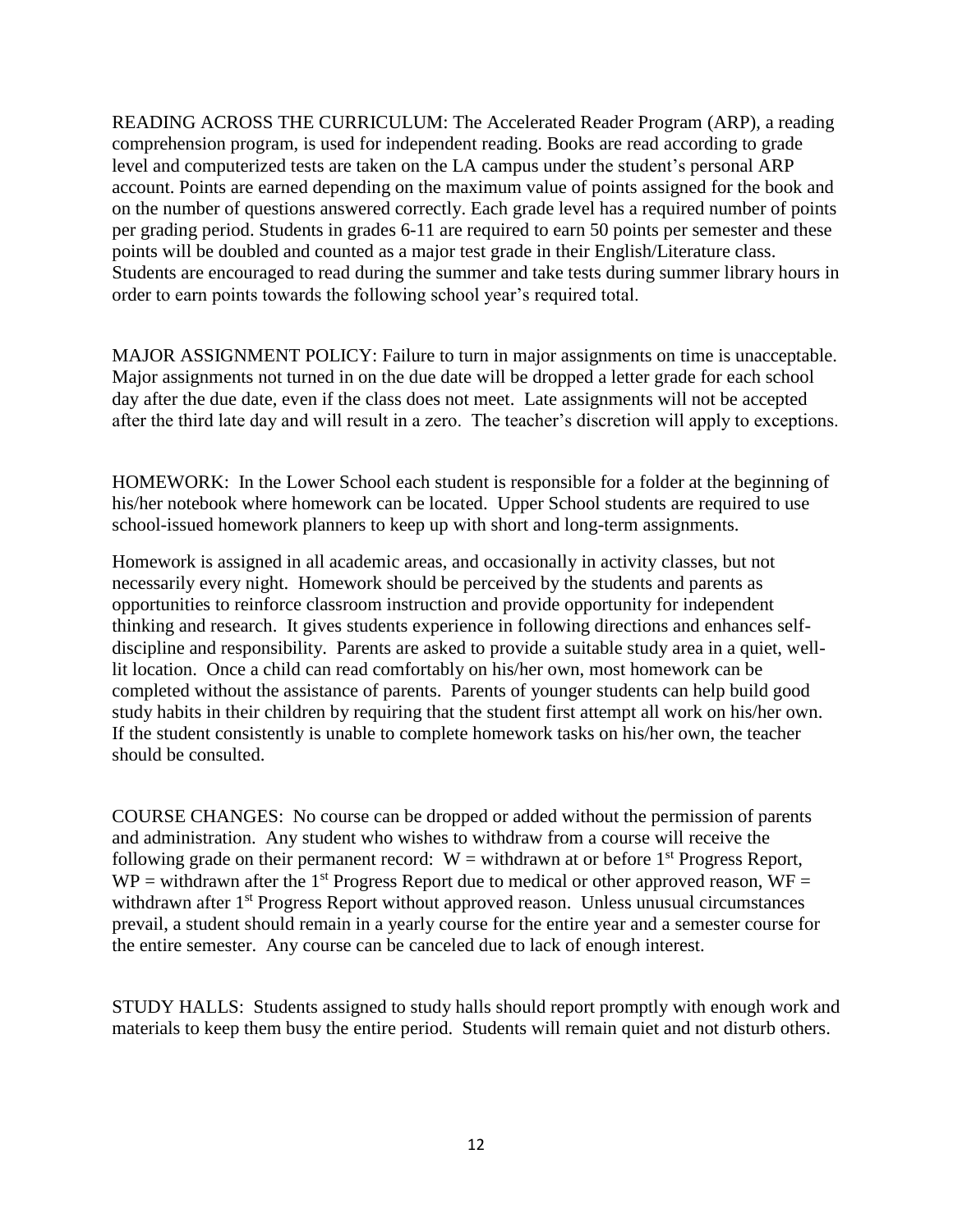READING ACROSS THE CURRICULUM: The Accelerated Reader Program (ARP), a reading comprehension program, is used for independent reading. Books are read according to grade level and computerized tests are taken on the LA campus under the student's personal ARP account. Points are earned depending on the maximum value of points assigned for the book and on the number of questions answered correctly. Each grade level has a required number of points per grading period. Students in grades 6-11 are required to earn 50 points per semester and these points will be doubled and counted as a major test grade in their English/Literature class. Students are encouraged to read during the summer and take tests during summer library hours in order to earn points towards the following school year's required total.

MAJOR ASSIGNMENT POLICY: Failure to turn in major assignments on time is unacceptable. Major assignments not turned in on the due date will be dropped a letter grade for each school day after the due date, even if the class does not meet. Late assignments will not be accepted after the third late day and will result in a zero. The teacher's discretion will apply to exceptions.

HOMEWORK: In the Lower School each student is responsible for a folder at the beginning of his/her notebook where homework can be located. Upper School students are required to use school-issued homework planners to keep up with short and long-term assignments.

Homework is assigned in all academic areas, and occasionally in activity classes, but not necessarily every night. Homework should be perceived by the students and parents as opportunities to reinforce classroom instruction and provide opportunity for independent thinking and research. It gives students experience in following directions and enhances self-discipline and responsibility. Parents are asked to provide a suitable study area in a quiet, well-lit location. Once a child can read comfortably on his/her own, most homework can be completed without the assistance of parents. Parents of younger students can help build good study habits in their children by requiring that the student first attempt all work on his/her own. If the student consistently is unable to complete homework tasks on his/her own, the teacher should be consulted.

COURSE CHANGES: No course can be dropped or added without the permission of parents and administration. Any student who wishes to withdraw from a course will receive the following grade on their permanent record: W = withdrawn at or before 1st Progress Report, WP = withdrawn after the 1st Progress Report due to medical or other approved reason, WF = withdrawn after 1st Progress Report without approved reason. Unless unusual circumstances prevail, a student should remain in a yearly course for the entire year and a semester course for the entire semester. Any course can be canceled due to lack of enough interest.

STUDY HALLS: Students assigned to study halls should report promptly with enough work and materials to keep them busy the entire period. Students will remain quiet and not disturb others.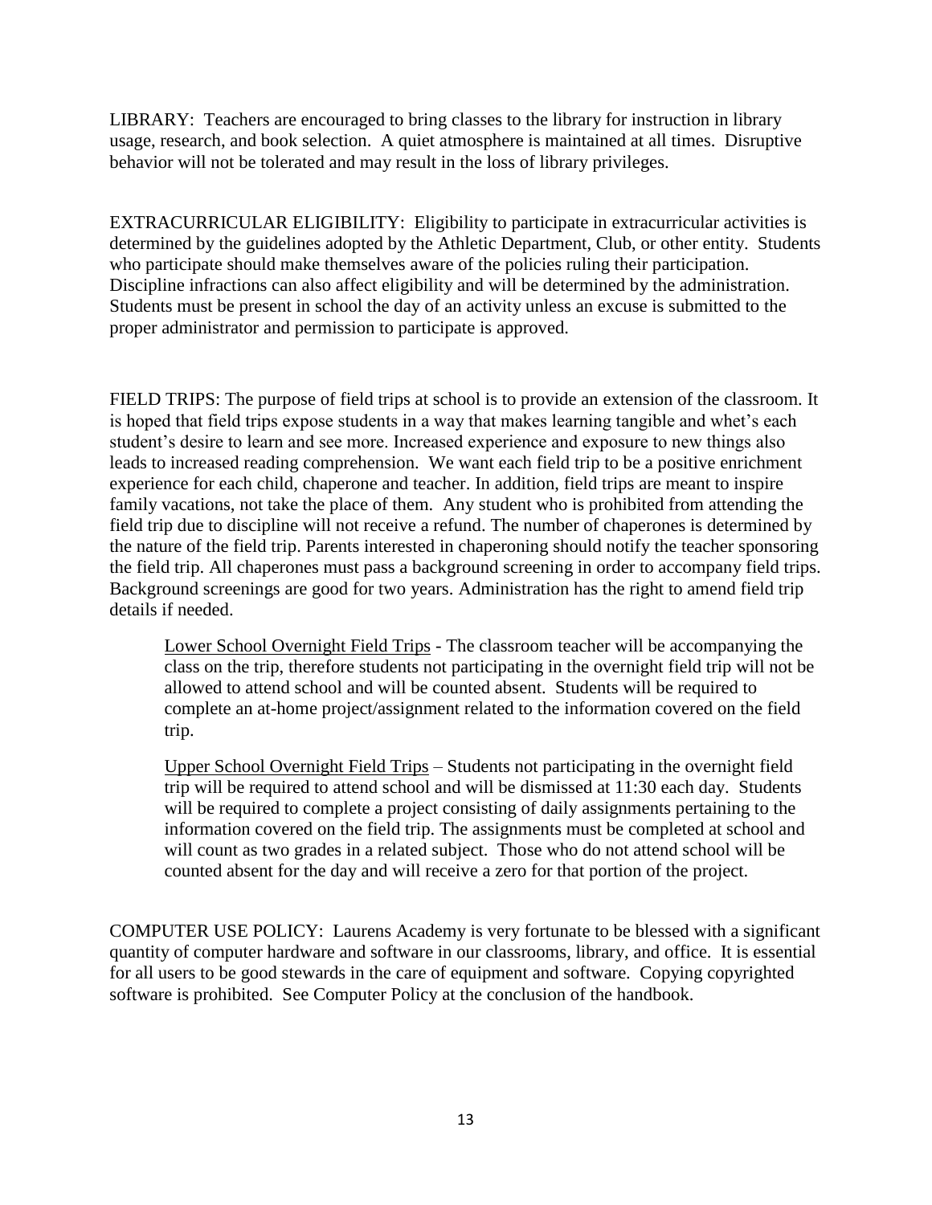LIBRARY: Teachers are encouraged to bring classes to the library for instruction in library usage, research, and book selection. A quiet atmosphere is maintained at all times. Disruptive behavior will not be tolerated and may result in the loss of library privileges.

EXTRACURRICULAR ELIGIBILITY: Eligibility to participate in extracurricular activities is determined by the guidelines adopted by the Athletic Department, Club, or other entity. Students who participate should make themselves aware of the policies ruling their participation. Discipline infractions can also affect eligibility and will be determined by the administration. Students must be present in school the day of an activity unless an excuse is submitted to the proper administrator and permission to participate is approved.

FIELD TRIPS: The purpose of field trips at school is to provide an extension of the classroom. It is hoped that field trips expose students in a way that makes learning tangible and whet's each student's desire to learn and see more. Increased experience and exposure to new things also leads to increased reading comprehension. We want each field trip to be a positive enrichment experience for each child, chaperone and teacher. In addition, field trips are meant to inspire family vacations, not take the place of them. Any student who is prohibited from attending the field trip due to discipline will not receive a refund. The number of chaperones is determined by the nature of the field trip. Parents interested in chaperoning should notify the teacher sponsoring the field trip. All chaperones must pass a background screening in order to accompany field trips. Background screenings are good for two years. Administration has the right to amend field trip details if needed.

> Lower School Overnight Field Trips - The classroom teacher will be accompanying the class on the trip, therefore students not participating in the overnight field trip will not be allowed to attend school and will be counted absent. Students will be required to complete an at-home project/assignment related to the information covered on the field trip.
>
> Upper School Overnight Field Trips – Students not participating in the overnight field trip will be required to attend school and will be dismissed at 11:30 each day. Students will be required to complete a project consisting of daily assignments pertaining to the information covered on the field trip. The assignments must be completed at school and will count as two grades in a related subject. Those who do not attend school will be counted absent for the day and will receive a zero for that portion of the project.

COMPUTER USE POLICY: Laurens Academy is very fortunate to be blessed with a significant quantity of computer hardware and software in our classrooms, library, and office. It is essential for all users to be good stewards in the care of equipment and software. Copying copyrighted software is prohibited. See Computer Policy at the conclusion of the handbook.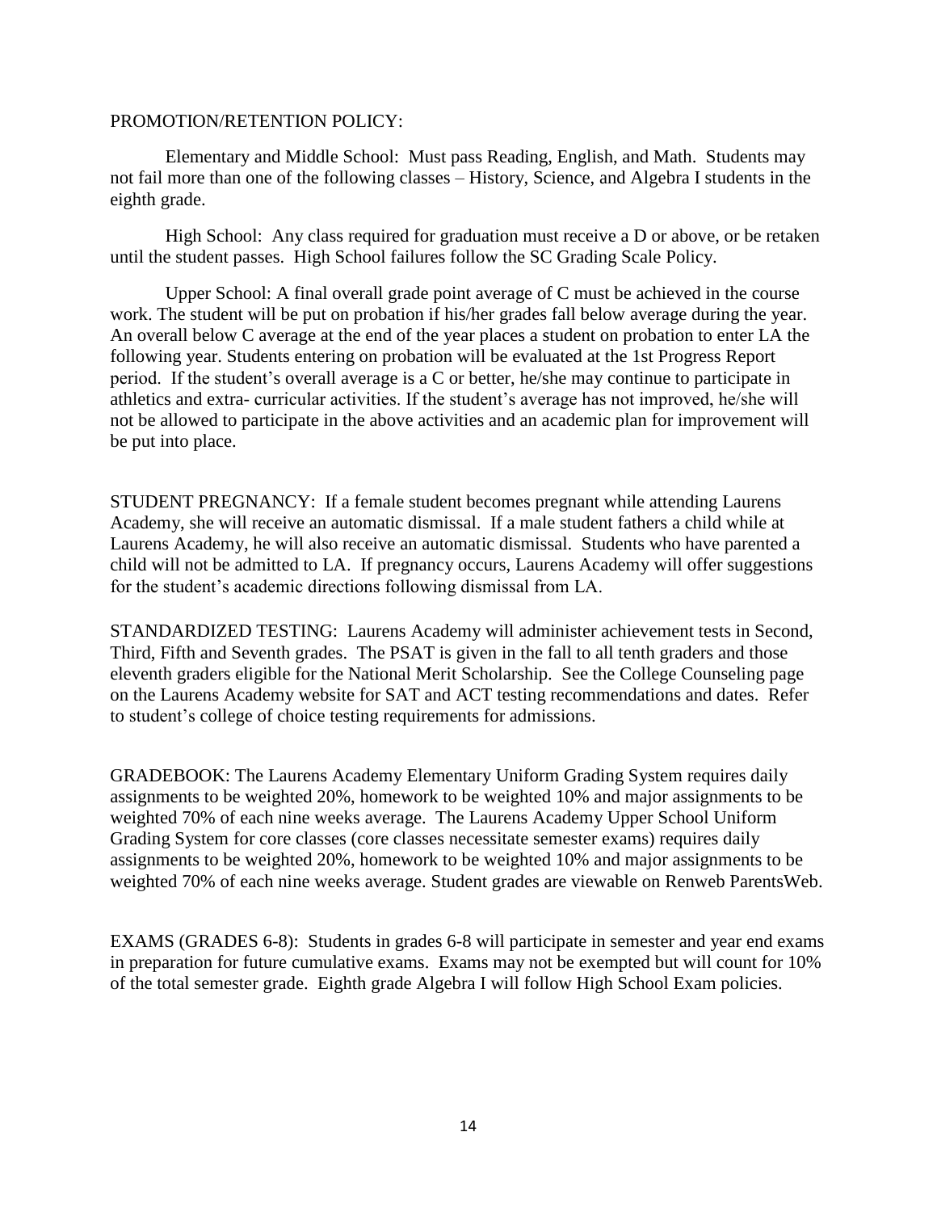PROMOTION/RETENTION POLICY:

Elementary and Middle School: Must pass Reading, English, and Math. Students may not fail more than one of the following classes – History, Science, and Algebra I students in the eighth grade.

High School: Any class required for graduation must receive a D or above, or be retaken until the student passes. High School failures follow the SC Grading Scale Policy.

Upper School: A final overall grade point average of C must be achieved in the course work. The student will be put on probation if his/her grades fall below average during the year. An overall below C average at the end of the year places a student on probation to enter LA the following year. Students entering on probation will be evaluated at the 1st Progress Report period. If the student's overall average is a C or better, he/she may continue to participate in athletics and extra- curricular activities. If the student's average has not improved, he/she will not be allowed to participate in the above activities and an academic plan for improvement will be put into place.

STUDENT PREGNANCY: If a female student becomes pregnant while attending Laurens Academy, she will receive an automatic dismissal. If a male student fathers a child while at Laurens Academy, he will also receive an automatic dismissal. Students who have parented a child will not be admitted to LA. If pregnancy occurs, Laurens Academy will offer suggestions for the student's academic directions following dismissal from LA.

STANDARDIZED TESTING: Laurens Academy will administer achievement tests in Second, Third, Fifth and Seventh grades. The PSAT is given in the fall to all tenth graders and those eleventh graders eligible for the National Merit Scholarship. See the College Counseling page on the Laurens Academy website for SAT and ACT testing recommendations and dates. Refer to student's college of choice testing requirements for admissions.

GRADEBOOK: The Laurens Academy Elementary Uniform Grading System requires daily assignments to be weighted 20%, homework to be weighted 10% and major assignments to be weighted 70% of each nine weeks average. The Laurens Academy Upper School Uniform Grading System for core classes (core classes necessitate semester exams) requires daily assignments to be weighted 20%, homework to be weighted 10% and major assignments to be weighted 70% of each nine weeks average. Student grades are viewable on Renweb ParentsWeb.

EXAMS (GRADES 6-8): Students in grades 6-8 will participate in semester and year end exams in preparation for future cumulative exams. Exams may not be exempted but will count for 10% of the total semester grade. Eighth grade Algebra I will follow High School Exam policies.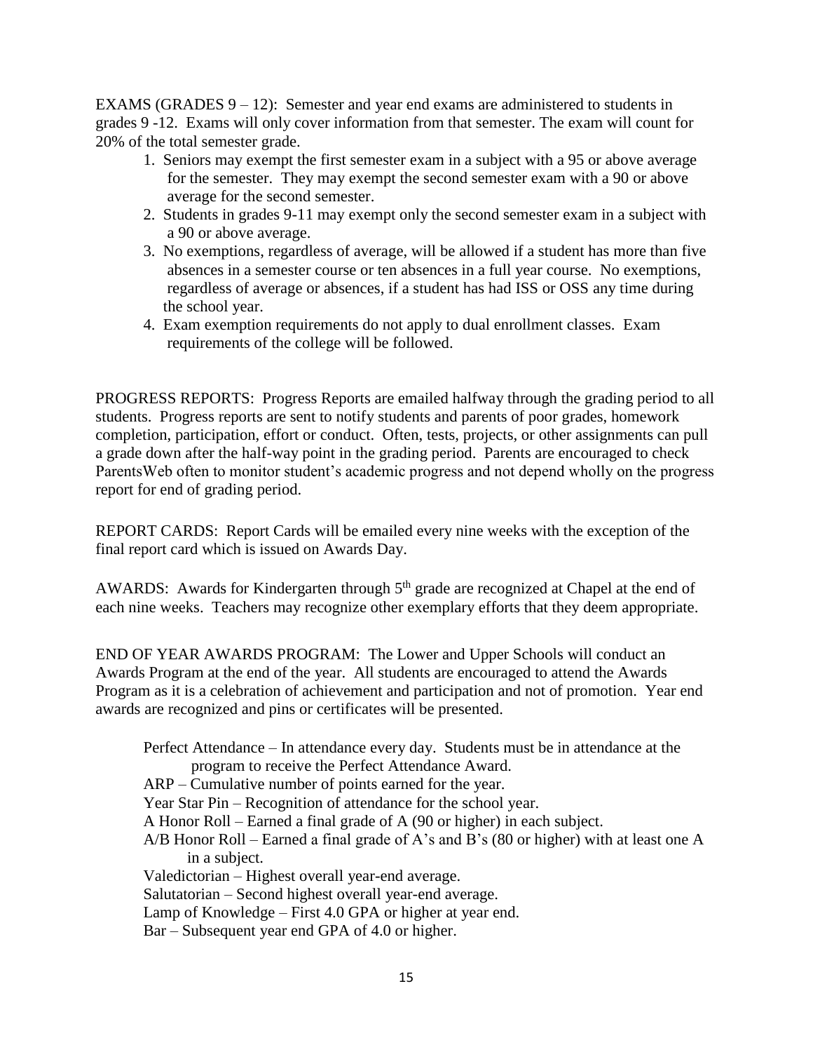EXAMS (GRADES 9 – 12): Semester and year end exams are administered to students in grades 9 -12. Exams will only cover information from that semester. The exam will count for 20% of the total semester grade.

1. Seniors may exempt the first semester exam in a subject with a 95 or above average for the semester. They may exempt the second semester exam with a 90 or above average for the second semester.
2. Students in grades 9-11 may exempt only the second semester exam in a subject with a 90 or above average.
3. No exemptions, regardless of average, will be allowed if a student has more than five absences in a semester course or ten absences in a full year course. No exemptions, regardless of average or absences, if a student has had ISS or OSS any time during the school year.
4. Exam exemption requirements do not apply to dual enrollment classes. Exam requirements of the college will be followed.

PROGRESS REPORTS: Progress Reports are emailed halfway through the grading period to all students. Progress reports are sent to notify students and parents of poor grades, homework completion, participation, effort or conduct. Often, tests, projects, or other assignments can pull a grade down after the half-way point in the grading period. Parents are encouraged to check ParentsWeb often to monitor student's academic progress and not depend wholly on the progress report for end of grading period.

REPORT CARDS: Report Cards will be emailed every nine weeks with the exception of the final report card which is issued on Awards Day.

AWARDS: Awards for Kindergarten through 5th grade are recognized at Chapel at the end of each nine weeks. Teachers may recognize other exemplary efforts that they deem appropriate.

END OF YEAR AWARDS PROGRAM: The Lower and Upper Schools will conduct an Awards Program at the end of the year. All students are encouraged to attend the Awards Program as it is a celebration of achievement and participation and not of promotion. Year end awards are recognized and pins or certificates will be presented.

Perfect Attendance – In attendance every day. Students must be in attendance at the program to receive the Perfect Attendance Award.

ARP – Cumulative number of points earned for the year.

Year Star Pin – Recognition of attendance for the school year.

A Honor Roll – Earned a final grade of A (90 or higher) in each subject.

A/B Honor Roll – Earned a final grade of A's and B's (80 or higher) with at least one A in a subject.

Valedictorian – Highest overall year-end average.

Salutatorian – Second highest overall year-end average.

Lamp of Knowledge – First 4.0 GPA or higher at year end.

Bar – Subsequent year end GPA of 4.0 or higher.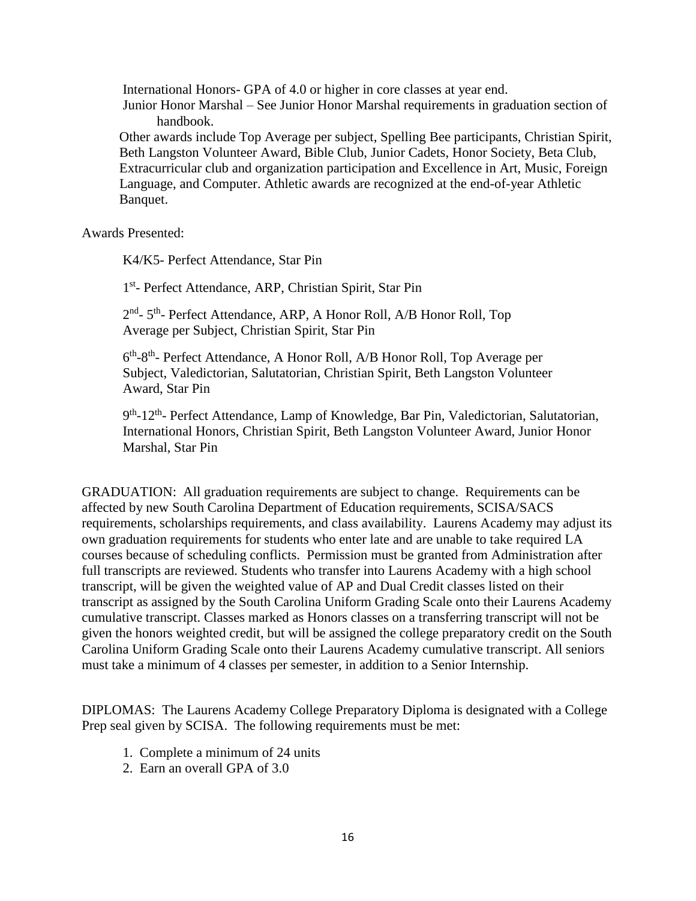International Honors- GPA of 4.0 or higher in core classes at year end.

Junior Honor Marshal – See Junior Honor Marshal requirements in graduation section of handbook.

Other awards include Top Average per subject, Spelling Bee participants, Christian Spirit, Beth Langston Volunteer Award, Bible Club, Junior Cadets, Honor Society, Beta Club, Extracurricular club and organization participation and Excellence in Art, Music, Foreign Language, and Computer. Athletic awards are recognized at the end-of-year Athletic Banquet.

Awards Presented:

K4/K5- Perfect Attendance, Star Pin

1st- Perfect Attendance, ARP, Christian Spirit, Star Pin

2nd- 5th- Perfect Attendance, ARP, A Honor Roll, A/B Honor Roll, Top Average per Subject, Christian Spirit, Star Pin

6th-8th- Perfect Attendance, A Honor Roll, A/B Honor Roll, Top Average per Subject, Valedictorian, Salutatorian, Christian Spirit, Beth Langston Volunteer Award, Star Pin

9th-12th- Perfect Attendance, Lamp of Knowledge, Bar Pin, Valedictorian, Salutatorian, International Honors, Christian Spirit, Beth Langston Volunteer Award, Junior Honor Marshal, Star Pin

GRADUATION: All graduation requirements are subject to change. Requirements can be affected by new South Carolina Department of Education requirements, SCISA/SACS requirements, scholarships requirements, and class availability. Laurens Academy may adjust its own graduation requirements for students who enter late and are unable to take required LA courses because of scheduling conflicts. Permission must be granted from Administration after full transcripts are reviewed. Students who transfer into Laurens Academy with a high school transcript, will be given the weighted value of AP and Dual Credit classes listed on their transcript as assigned by the South Carolina Uniform Grading Scale onto their Laurens Academy cumulative transcript. Classes marked as Honors classes on a transferring transcript will not be given the honors weighted credit, but will be assigned the college preparatory credit on the South Carolina Uniform Grading Scale onto their Laurens Academy cumulative transcript. All seniors must take a minimum of 4 classes per semester, in addition to a Senior Internship.

DIPLOMAS: The Laurens Academy College Preparatory Diploma is designated with a College Prep seal given by SCISA. The following requirements must be met:

1. Complete a minimum of 24 units
2. Earn an overall GPA of 3.0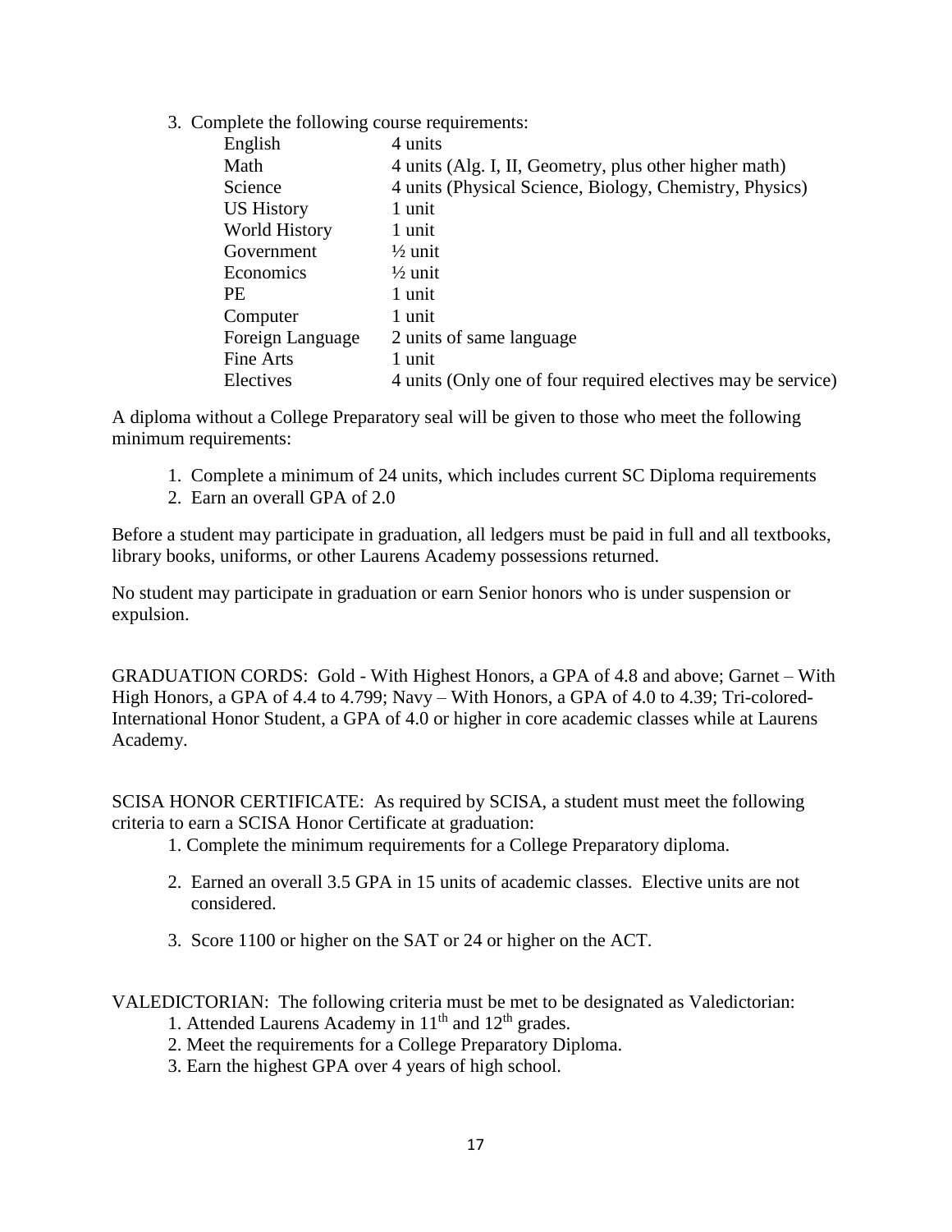3. Complete the following course requirements:

| | |
|---|---|
| English | 4 units |
| Math | 4 units (Alg. I, II, Geometry, plus other higher math) |
| Science | 4 units (Physical Science, Biology, Chemistry, Physics) |
| US History | 1 unit |
| World History | 1 unit |
| Government | ½ unit |
| Economics | ½ unit |
| PE | 1 unit |
| Computer | 1 unit |
| Foreign Language | 2 units of same language |
| Fine Arts | 1 unit |
| Electives | 4 units (Only one of four required electives may be service) |

A diploma without a College Preparatory seal will be given to those who meet the following minimum requirements:

1. Complete a minimum of 24 units, which includes current SC Diploma requirements
2. Earn an overall GPA of 2.0

Before a student may participate in graduation, all ledgers must be paid in full and all textbooks, library books, uniforms, or other Laurens Academy possessions returned.

No student may participate in graduation or earn Senior honors who is under suspension or expulsion.

GRADUATION CORDS: Gold - With Highest Honors, a GPA of 4.8 and above; Garnet – With High Honors, a GPA of 4.4 to 4.799; Navy – With Honors, a GPA of 4.0 to 4.39; Tri-colored-International Honor Student, a GPA of 4.0 or higher in core academic classes while at Laurens Academy.

SCISA HONOR CERTIFICATE: As required by SCISA, a student must meet the following criteria to earn a SCISA Honor Certificate at graduation:

1. Complete the minimum requirements for a College Preparatory diploma.
2. Earned an overall 3.5 GPA in 15 units of academic classes. Elective units are not considered.
3. Score 1100 or higher on the SAT or 24 or higher on the ACT.

VALEDICTORIAN: The following criteria must be met to be designated as Valedictorian:

1. Attended Laurens Academy in 11th and 12th grades.
2. Meet the requirements for a College Preparatory Diploma.
3. Earn the highest GPA over 4 years of high school.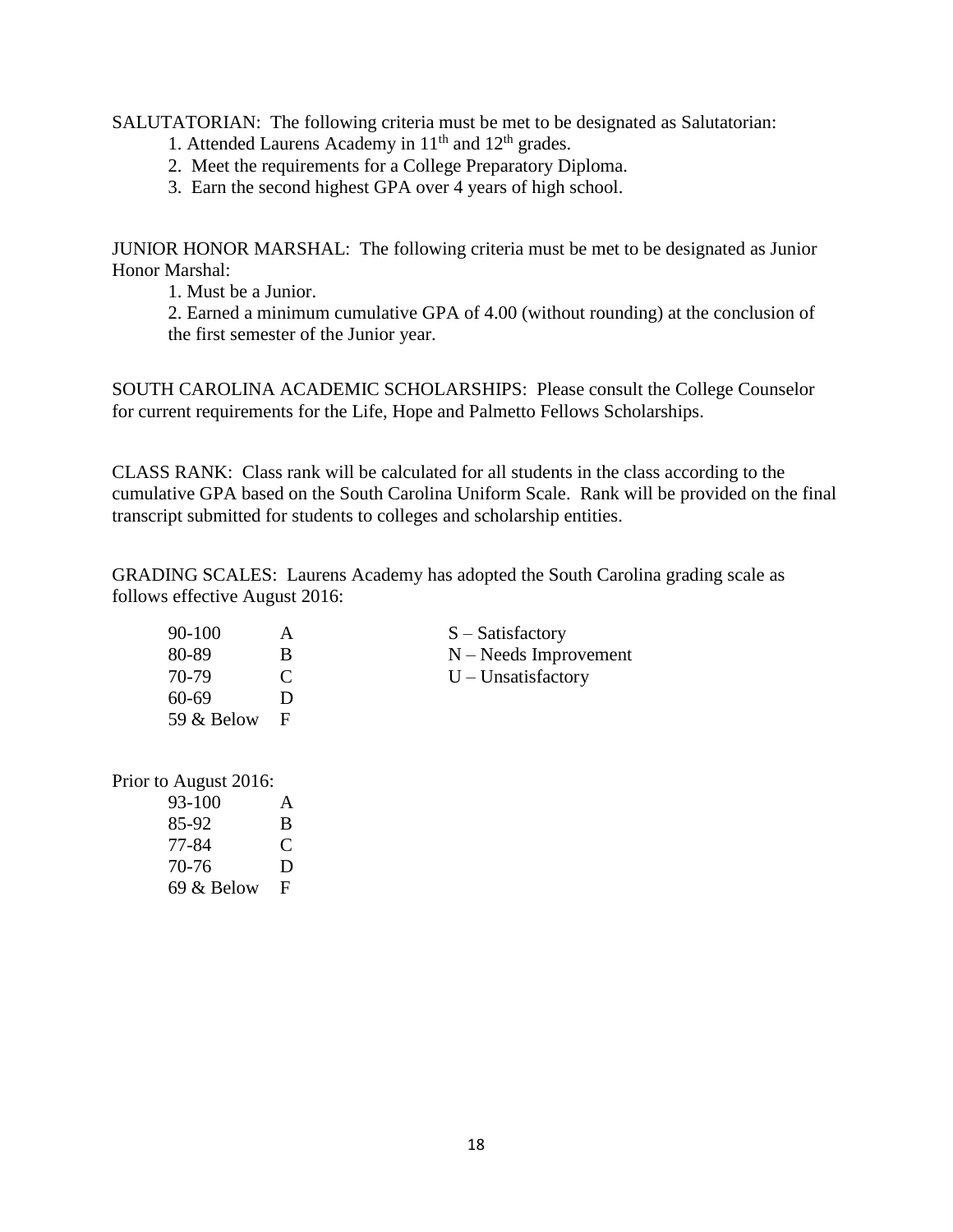SALUTATORIAN: The following criteria must be met to be designated as Salutatorian:

1. Attended Laurens Academy in 11th and 12th grades.
2. Meet the requirements for a College Preparatory Diploma.
3. Earn the second highest GPA over 4 years of high school.

JUNIOR HONOR MARSHAL: The following criteria must be met to be designated as Junior Honor Marshal:

1. Must be a Junior.
2. Earned a minimum cumulative GPA of 4.00 (without rounding) at the conclusion of the first semester of the Junior year.

SOUTH CAROLINA ACADEMIC SCHOLARSHIPS: Please consult the College Counselor for current requirements for the Life, Hope and Palmetto Fellows Scholarships.

CLASS RANK: Class rank will be calculated for all students in the class according to the cumulative GPA based on the South Carolina Uniform Scale. Rank will be provided on the final transcript submitted for students to colleges and scholarship entities.

GRADING SCALES: Laurens Academy has adopted the South Carolina grading scale as follows effective August 2016:

| | | |
|---|---|---|
| 90-100 | A | S – Satisfactory |
| 80-89 | B | N – Needs Improvement |
| 70-79 | C | U – Unsatisfactory |
| 60-69 | D | |
| 59 & Below | F | |

Prior to August 2016:

| | |
|---|---|
| 93-100 | A |
| 85-92 | B |
| 77-84 | C |
| 70-76 | D |
| 69 & Below | F |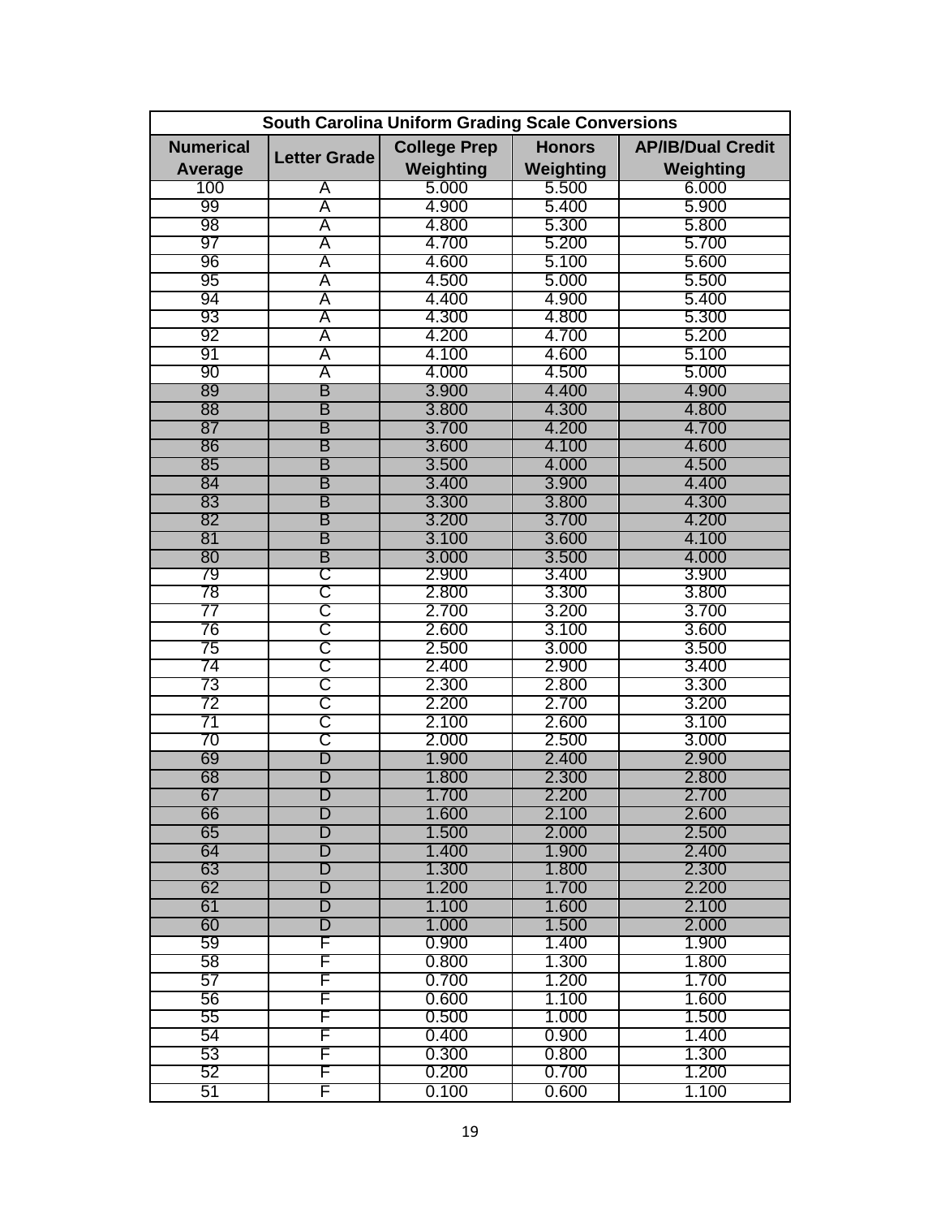| South Carolina Uniform Grading Scale Conversions | | | | |
|---|---|---|---|---|
| **Numerical Average** | **Letter Grade** | **College Prep Weighting** | **Honors Weighting** | **AP/IB/Dual Credit Weighting** |
| 100 | A | 5.000 | 5.500 | 6.000 |
| 99 | A | 4.900 | 5.400 | 5.900 |
| 98 | A | 4.800 | 5.300 | 5.800 |
| 97 | A | 4.700 | 5.200 | 5.700 |
| 96 | A | 4.600 | 5.100 | 5.600 |
| 95 | A | 4.500 | 5.000 | 5.500 |
| 94 | A | 4.400 | 4.900 | 5.400 |
| 93 | A | 4.300 | 4.800 | 5.300 |
| 92 | A | 4.200 | 4.700 | 5.200 |
| 91 | A | 4.100 | 4.600 | 5.100 |
| 90 | A | 4.000 | 4.500 | 5.000 |
| 89 | B | 3.900 | 4.400 | 4.900 |
| 88 | B | 3.800 | 4.300 | 4.800 |
| 87 | B | 3.700 | 4.200 | 4.700 |
| 86 | B | 3.600 | 4.100 | 4.600 |
| 85 | B | 3.500 | 4.000 | 4.500 |
| 84 | B | 3.400 | 3.900 | 4.400 |
| 83 | B | 3.300 | 3.800 | 4.300 |
| 82 | B | 3.200 | 3.700 | 4.200 |
| 81 | B | 3.100 | 3.600 | 4.100 |
| 80 | B | 3.000 | 3.500 | 4.000 |
| 79 | C | 2.900 | 3.400 | 3.900 |
| 78 | C | 2.800 | 3.300 | 3.800 |
| 77 | C | 2.700 | 3.200 | 3.700 |
| 76 | C | 2.600 | 3.100 | 3.600 |
| 75 | C | 2.500 | 3.000 | 3.500 |
| 74 | C | 2.400 | 2.900 | 3.400 |
| 73 | C | 2.300 | 2.800 | 3.300 |
| 72 | C | 2.200 | 2.700 | 3.200 |
| 71 | C | 2.100 | 2.600 | 3.100 |
| 70 | C | 2.000 | 2.500 | 3.000 |
| 69 | D | 1.900 | 2.400 | 2.900 |
| 68 | D | 1.800 | 2.300 | 2.800 |
| 67 | D | 1.700 | 2.200 | 2.700 |
| 66 | D | 1.600 | 2.100 | 2.600 |
| 65 | D | 1.500 | 2.000 | 2.500 |
| 64 | D | 1.400 | 1.900 | 2.400 |
| 63 | D | 1.300 | 1.800 | 2.300 |
| 62 | D | 1.200 | 1.700 | 2.200 |
| 61 | D | 1.100 | 1.600 | 2.100 |
| 60 | D | 1.000 | 1.500 | 2.000 |
| 59 | F | 0.900 | 1.400 | 1.900 |
| 58 | F | 0.800 | 1.300 | 1.800 |
| 57 | F | 0.700 | 1.200 | 1.700 |
| 56 | F | 0.600 | 1.100 | 1.600 |
| 55 | F | 0.500 | 1.000 | 1.500 |
| 54 | F | 0.400 | 0.900 | 1.400 |
| 53 | F | 0.300 | 0.800 | 1.300 |
| 52 | F | 0.200 | 0.700 | 1.200 |
| 51 | F | 0.100 | 0.600 | 1.100 |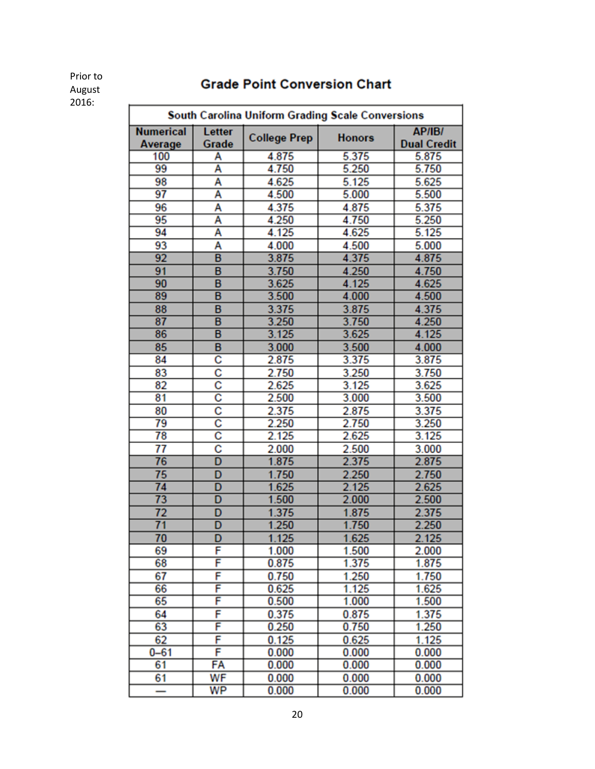Prior to August 2016:

## Grade Point Conversion Chart

| South Carolina Uniform Grading Scale Conversions | | | | |
|---|---|---|---|---|
| Numerical Average | Letter Grade | College Prep | Honors | AP/IB/ Dual Credit |
| 100 | A | 4.875 | 5.375 | 5.875 |
| 99 | A | 4.750 | 5.250 | 5.750 |
| 98 | A | 4.625 | 5.125 | 5.625 |
| 97 | A | 4.500 | 5.000 | 5.500 |
| 96 | A | 4.375 | 4.875 | 5.375 |
| 95 | A | 4.250 | 4.750 | 5.250 |
| 94 | A | 4.125 | 4.625 | 5.125 |
| 93 | A | 4.000 | 4.500 | 5.000 |
| 92 | B | 3.875 | 4.375 | 4.875 |
| 91 | B | 3.750 | 4.250 | 4.750 |
| 90 | B | 3.625 | 4.125 | 4.625 |
| 89 | B | 3.500 | 4.000 | 4.500 |
| 88 | B | 3.375 | 3.875 | 4.375 |
| 87 | B | 3.250 | 3.750 | 4.250 |
| 86 | B | 3.125 | 3.625 | 4.125 |
| 85 | B | 3.000 | 3.500 | 4.000 |
| 84 | C | 2.875 | 3.375 | 3.875 |
| 83 | C | 2.750 | 3.250 | 3.750 |
| 82 | C | 2.625 | 3.125 | 3.625 |
| 81 | C | 2.500 | 3.000 | 3.500 |
| 80 | C | 2.375 | 2.875 | 3.375 |
| 79 | C | 2.250 | 2.750 | 3.250 |
| 78 | C | 2.125 | 2.625 | 3.125 |
| 77 | C | 2.000 | 2.500 | 3.000 |
| 76 | D | 1.875 | 2.375 | 2.875 |
| 75 | D | 1.750 | 2.250 | 2.750 |
| 74 | D | 1.625 | 2.125 | 2.625 |
| 73 | D | 1.500 | 2.000 | 2.500 |
| 72 | D | 1.375 | 1.875 | 2.375 |
| 71 | D | 1.250 | 1.750 | 2.250 |
| 70 | D | 1.125 | 1.625 | 2.125 |
| 69 | F | 1.000 | 1.500 | 2.000 |
| 68 | F | 0.875 | 1.375 | 1.875 |
| 67 | F | 0.750 | 1.250 | 1.750 |
| 66 | F | 0.625 | 1.125 | 1.625 |
| 65 | F | 0.500 | 1.000 | 1.500 |
| 64 | F | 0.375 | 0.875 | 1.375 |
| 63 | F | 0.250 | 0.750 | 1.250 |
| 62 | F | 0.125 | 0.625 | 1.125 |
| 0–61 | F | 0.000 | 0.000 | 0.000 |
| 61 | FA | 0.000 | 0.000 | 0.000 |
| 61 | WF | 0.000 | 0.000 | 0.000 |
| — | WP | 0.000 | 0.000 | 0.000 |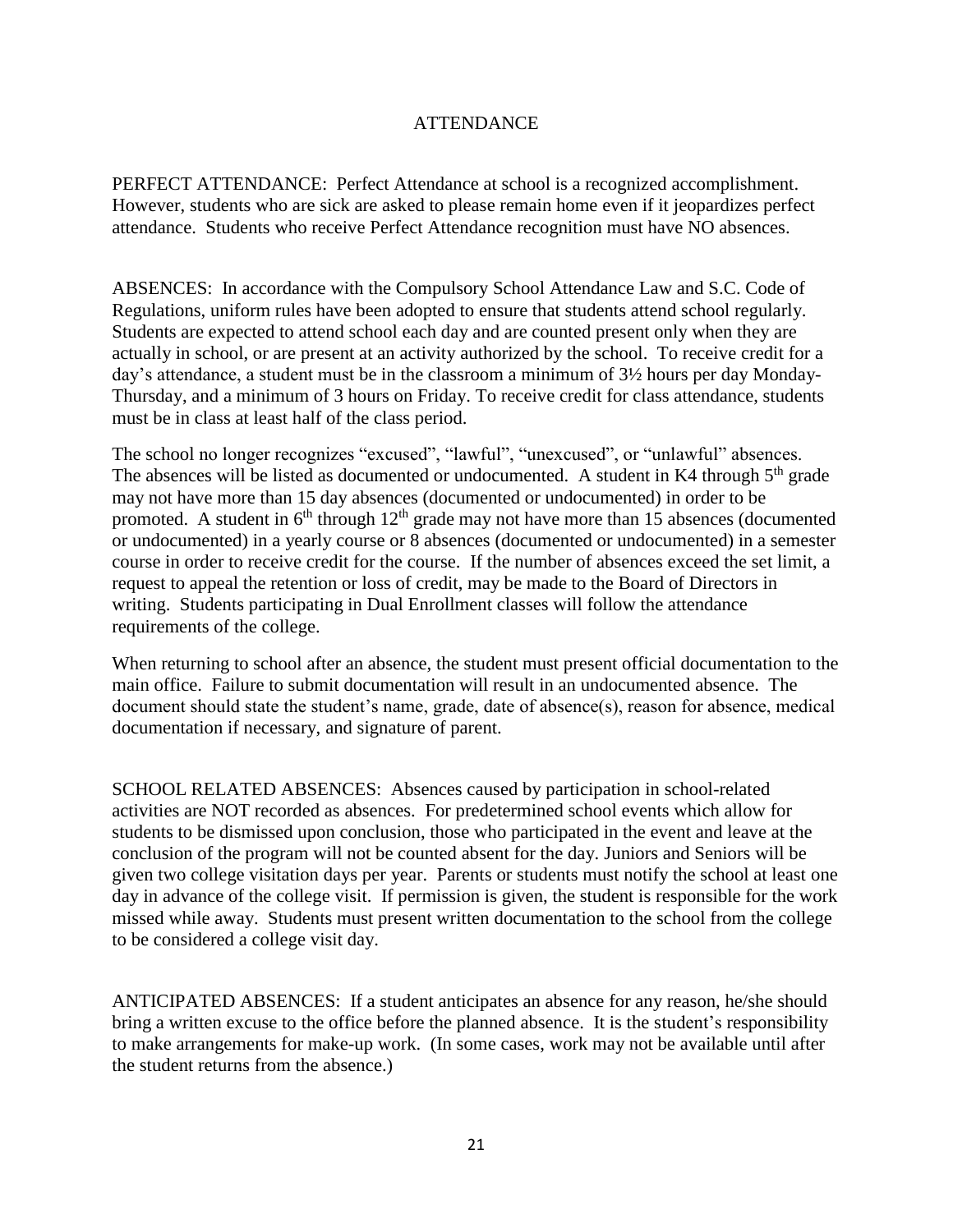## ATTENDANCE

PERFECT ATTENDANCE: Perfect Attendance at school is a recognized accomplishment. However, students who are sick are asked to please remain home even if it jeopardizes perfect attendance. Students who receive Perfect Attendance recognition must have NO absences.

ABSENCES: In accordance with the Compulsory School Attendance Law and S.C. Code of Regulations, uniform rules have been adopted to ensure that students attend school regularly. Students are expected to attend school each day and are counted present only when they are actually in school, or are present at an activity authorized by the school. To receive credit for a day's attendance, a student must be in the classroom a minimum of 3½ hours per day Monday-Thursday, and a minimum of 3 hours on Friday. To receive credit for class attendance, students must be in class at least half of the class period.

The school no longer recognizes "excused", "lawful", "unexcused", or "unlawful" absences. The absences will be listed as documented or undocumented. A student in K4 through 5th grade may not have more than 15 day absences (documented or undocumented) in order to be promoted. A student in 6th through 12th grade may not have more than 15 absences (documented or undocumented) in a yearly course or 8 absences (documented or undocumented) in a semester course in order to receive credit for the course. If the number of absences exceed the set limit, a request to appeal the retention or loss of credit, may be made to the Board of Directors in writing. Students participating in Dual Enrollment classes will follow the attendance requirements of the college.

When returning to school after an absence, the student must present official documentation to the main office. Failure to submit documentation will result in an undocumented absence. The document should state the student's name, grade, date of absence(s), reason for absence, medical documentation if necessary, and signature of parent.

SCHOOL RELATED ABSENCES: Absences caused by participation in school-related activities are NOT recorded as absences. For predetermined school events which allow for students to be dismissed upon conclusion, those who participated in the event and leave at the conclusion of the program will not be counted absent for the day. Juniors and Seniors will be given two college visitation days per year. Parents or students must notify the school at least one day in advance of the college visit. If permission is given, the student is responsible for the work missed while away. Students must present written documentation to the school from the college to be considered a college visit day.

ANTICIPATED ABSENCES: If a student anticipates an absence for any reason, he/she should bring a written excuse to the office before the planned absence. It is the student's responsibility to make arrangements for make-up work. (In some cases, work may not be available until after the student returns from the absence.)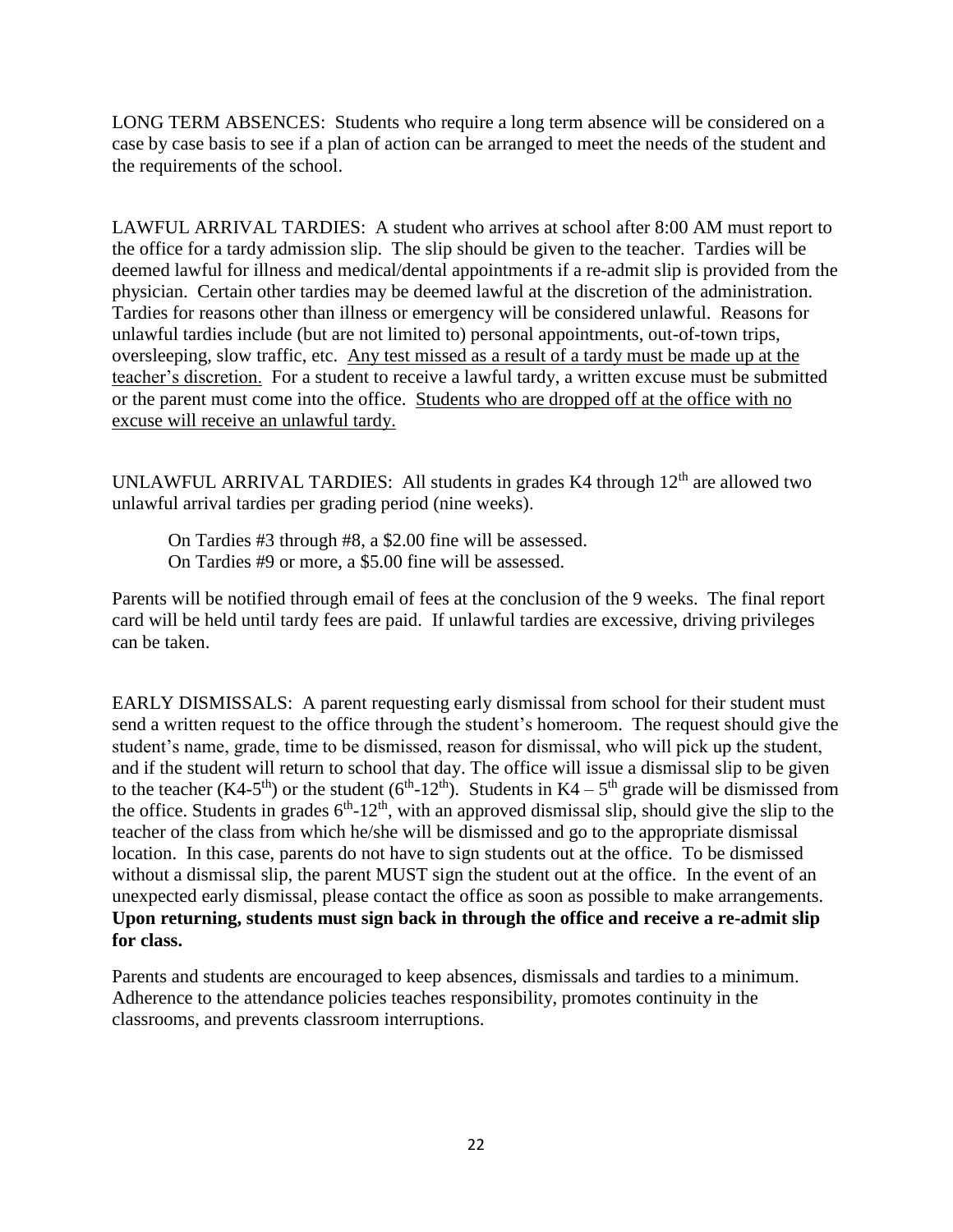LONG TERM ABSENCES: Students who require a long term absence will be considered on a case by case basis to see if a plan of action can be arranged to meet the needs of the student and the requirements of the school.

LAWFUL ARRIVAL TARDIES: A student who arrives at school after 8:00 AM must report to the office for a tardy admission slip. The slip should be given to the teacher. Tardies will be deemed lawful for illness and medical/dental appointments if a re-admit slip is provided from the physician. Certain other tardies may be deemed lawful at the discretion of the administration. Tardies for reasons other than illness or emergency will be considered unlawful. Reasons for unlawful tardies include (but are not limited to) personal appointments, out-of-town trips, oversleeping, slow traffic, etc. <u>Any test missed as a result of a tardy must be made up at the teacher's discretion.</u> For a student to receive a lawful tardy, a written excuse must be submitted or the parent must come into the office. <u>Students who are dropped off at the office with no excuse will receive an unlawful tardy.</u>

UNLAWFUL ARRIVAL TARDIES: All students in grades K4 through 12th are allowed two unlawful arrival tardies per grading period (nine weeks).

> On Tardies #3 through #8, a $2.00 fine will be assessed.
> On Tardies #9 or more, a $5.00 fine will be assessed.

Parents will be notified through email of fees at the conclusion of the 9 weeks. The final report card will be held until tardy fees are paid. If unlawful tardies are excessive, driving privileges can be taken.

EARLY DISMISSALS: A parent requesting early dismissal from school for their student must send a written request to the office through the student's homeroom. The request should give the student's name, grade, time to be dismissed, reason for dismissal, who will pick up the student, and if the student will return to school that day. The office will issue a dismissal slip to be given to the teacher (K4-5th) or the student (6th-12th). Students in K4 – 5th grade will be dismissed from the office. Students in grades 6th-12th, with an approved dismissal slip, should give the slip to the teacher of the class from which he/she will be dismissed and go to the appropriate dismissal location. In this case, parents do not have to sign students out at the office. To be dismissed without a dismissal slip, the parent MUST sign the student out at the office. In the event of an unexpected early dismissal, please contact the office as soon as possible to make arrangements. **Upon returning, students must sign back in through the office and receive a re-admit slip for class.**

Parents and students are encouraged to keep absences, dismissals and tardies to a minimum. Adherence to the attendance policies teaches responsibility, promotes continuity in the classrooms, and prevents classroom interruptions.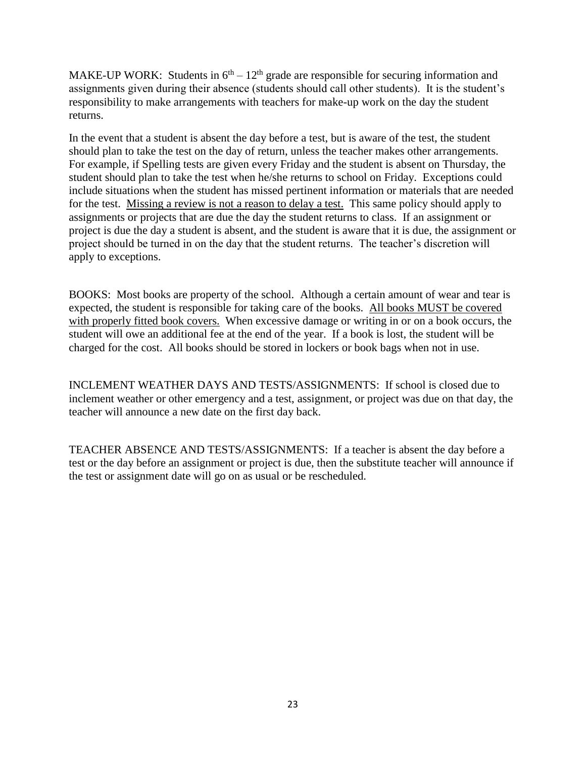MAKE-UP WORK: Students in $6^{th} – 12^{th}$ grade are responsible for securing information and assignments given during their absence (students should call other students). It is the student's responsibility to make arrangements with teachers for make-up work on the day the student returns.

In the event that a student is absent the day before a test, but is aware of the test, the student should plan to take the test on the day of return, unless the teacher makes other arrangements. For example, if Spelling tests are given every Friday and the student is absent on Thursday, the student should plan to take the test when he/she returns to school on Friday. Exceptions could include situations when the student has missed pertinent information or materials that are needed for the test. <u>Missing a review is not a reason to delay a test.</u> This same policy should apply to assignments or projects that are due the day the student returns to class. If an assignment or project is due the day a student is absent, and the student is aware that it is due, the assignment or project should be turned in on the day that the student returns. The teacher's discretion will apply to exceptions.

BOOKS: Most books are property of the school. Although a certain amount of wear and tear is expected, the student is responsible for taking care of the books. <u>All books MUST be covered with properly fitted book covers.</u> When excessive damage or writing in or on a book occurs, the student will owe an additional fee at the end of the year. If a book is lost, the student will be charged for the cost. All books should be stored in lockers or book bags when not in use.

INCLEMENT WEATHER DAYS AND TESTS/ASSIGNMENTS: If school is closed due to inclement weather or other emergency and a test, assignment, or project was due on that day, the teacher will announce a new date on the first day back.

TEACHER ABSENCE AND TESTS/ASSIGNMENTS: If a teacher is absent the day before a test or the day before an assignment or project is due, then the substitute teacher will announce if the test or assignment date will go on as usual or be rescheduled.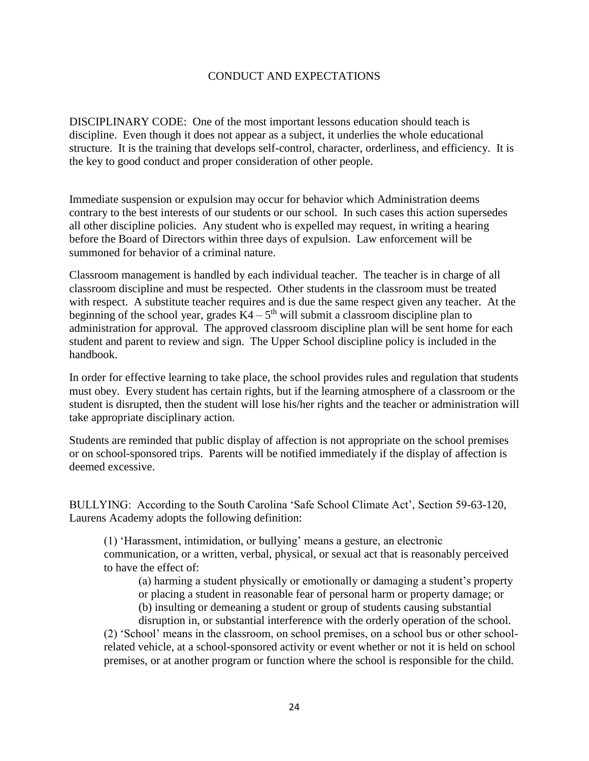## CONDUCT AND EXPECTATIONS

DISCIPLINARY CODE: One of the most important lessons education should teach is discipline. Even though it does not appear as a subject, it underlies the whole educational structure. It is the training that develops self-control, character, orderliness, and efficiency. It is the key to good conduct and proper consideration of other people.

Immediate suspension or expulsion may occur for behavior which Administration deems contrary to the best interests of our students or our school. In such cases this action supersedes all other discipline policies. Any student who is expelled may request, in writing a hearing before the Board of Directors within three days of expulsion. Law enforcement will be summoned for behavior of a criminal nature.

Classroom management is handled by each individual teacher. The teacher is in charge of all classroom discipline and must be respected. Other students in the classroom must be treated with respect. A substitute teacher requires and is due the same respect given any teacher. At the beginning of the school year, grades K4 – 5th will submit a classroom discipline plan to administration for approval. The approved classroom discipline plan will be sent home for each student and parent to review and sign. The Upper School discipline policy is included in the handbook.

In order for effective learning to take place, the school provides rules and regulation that students must obey. Every student has certain rights, but if the learning atmosphere of a classroom or the student is disrupted, then the student will lose his/her rights and the teacher or administration will take appropriate disciplinary action.

Students are reminded that public display of affection is not appropriate on the school premises or on school-sponsored trips. Parents will be notified immediately if the display of affection is deemed excessive.

BULLYING: According to the South Carolina 'Safe School Climate Act', Section 59-63-120, Laurens Academy adopts the following definition:

> (1) 'Harassment, intimidation, or bullying' means a gesture, an electronic communication, or a written, verbal, physical, or sexual act that is reasonably perceived to have the effect of:
>
> > (a) harming a student physically or emotionally or damaging a student's property or placing a student in reasonable fear of personal harm or property damage; or
> > (b) insulting or demeaning a student or group of students causing substantial disruption in, or substantial interference with the orderly operation of the school.
>
> (2) 'School' means in the classroom, on school premises, on a school bus or other school-related vehicle, at a school-sponsored activity or event whether or not it is held on school premises, or at another program or function where the school is responsible for the child.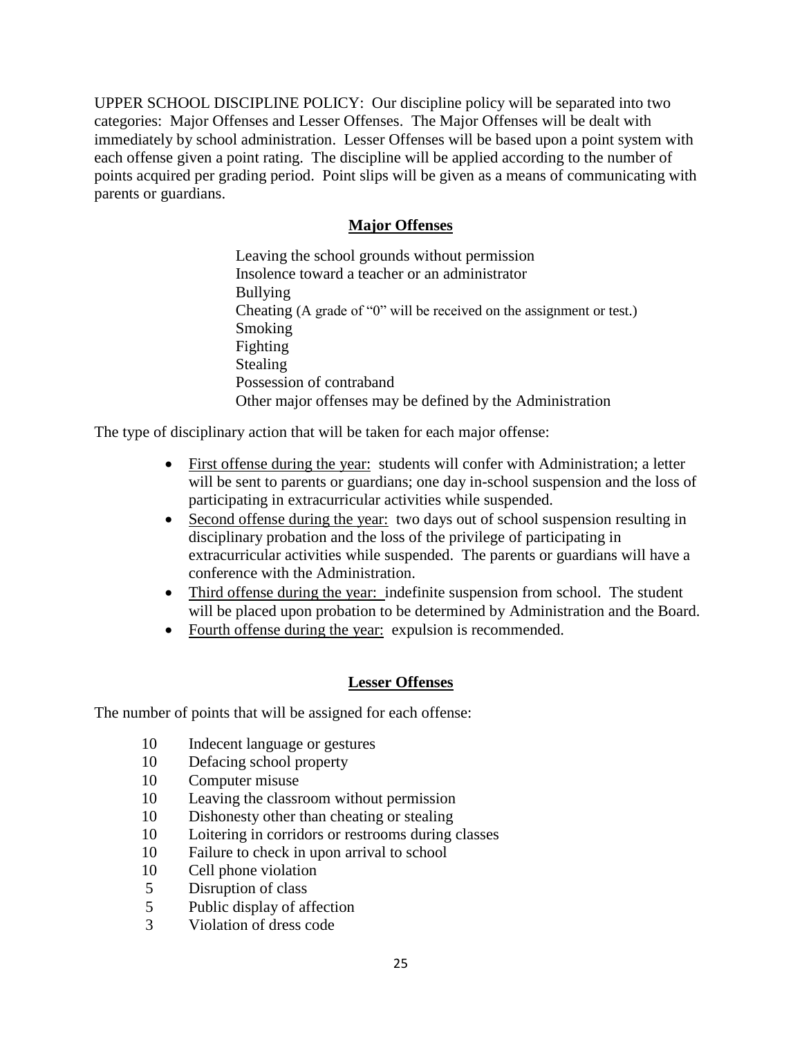UPPER SCHOOL DISCIPLINE POLICY: Our discipline policy will be separated into two categories: Major Offenses and Lesser Offenses. The Major Offenses will be dealt with immediately by school administration. Lesser Offenses will be based upon a point system with each offense given a point rating. The discipline will be applied according to the number of points acquired per grading period. Point slips will be given as a means of communicating with parents or guardians.

## Major Offenses

Leaving the school grounds without permission
Insolence toward a teacher or an administrator
Bullying
Cheating (A grade of "0" will be received on the assignment or test.)
Smoking
Fighting
Stealing
Possession of contraband
Other major offenses may be defined by the Administration

The type of disciplinary action that will be taken for each major offense:

- First offense during the year: students will confer with Administration; a letter will be sent to parents or guardians; one day in-school suspension and the loss of participating in extracurricular activities while suspended.
- Second offense during the year: two days out of school suspension resulting in disciplinary probation and the loss of the privilege of participating in extracurricular activities while suspended. The parents or guardians will have a conference with the Administration.
- Third offense during the year: indefinite suspension from school. The student will be placed upon probation to be determined by Administration and the Board.
- Fourth offense during the year: expulsion is recommended.

## Lesser Offenses

The number of points that will be assigned for each offense:

| Points | Offense |
|---|---|
| 10 | Indecent language or gestures |
| 10 | Defacing school property |
| 10 | Computer misuse |
| 10 | Leaving the classroom without permission |
| 10 | Dishonesty other than cheating or stealing |
| 10 | Loitering in corridors or restrooms during classes |
| 10 | Failure to check in upon arrival to school |
| 10 | Cell phone violation |
| 5 | Disruption of class |
| 5 | Public display of affection |
| 3 | Violation of dress code |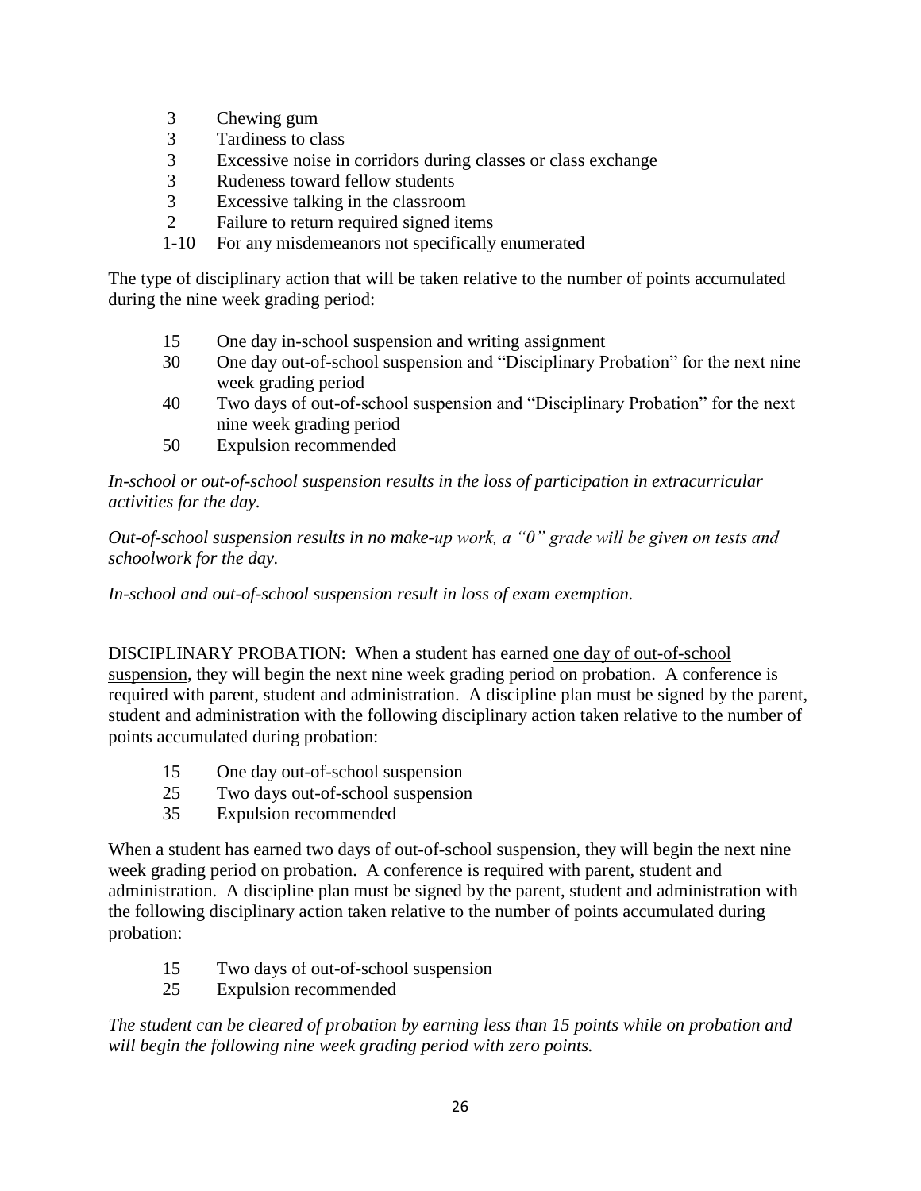3 Chewing gum
3 Tardiness to class
3 Excessive noise in corridors during classes or class exchange
3 Rudeness toward fellow students
3 Excessive talking in the classroom
2 Failure to return required signed items
1-10 For any misdemeanors not specifically enumerated

The type of disciplinary action that will be taken relative to the number of points accumulated during the nine week grading period:

15 One day in-school suspension and writing assignment
30 One day out-of-school suspension and "Disciplinary Probation" for the next nine week grading period
40 Two days of out-of-school suspension and "Disciplinary Probation" for the next nine week grading period
50 Expulsion recommended

*In-school or out-of-school suspension results in the loss of participation in extracurricular activities for the day.*

*Out-of-school suspension results in no make-up work, a "0" grade will be given on tests and schoolwork for the day.*

*In-school and out-of-school suspension result in loss of exam exemption.*

DISCIPLINARY PROBATION: When a student has earned <u>one day of out-of-school suspension</u>, they will begin the next nine week grading period on probation. A conference is required with parent, student and administration. A discipline plan must be signed by the parent, student and administration with the following disciplinary action taken relative to the number of points accumulated during probation:

15 One day out-of-school suspension
25 Two days out-of-school suspension
35 Expulsion recommended

When a student has earned <u>two days of out-of-school suspension</u>, they will begin the next nine week grading period on probation. A conference is required with parent, student and administration. A discipline plan must be signed by the parent, student and administration with the following disciplinary action taken relative to the number of points accumulated during probation:

15 Two days of out-of-school suspension
25 Expulsion recommended

*The student can be cleared of probation by earning less than 15 points while on probation and will begin the following nine week grading period with zero points.*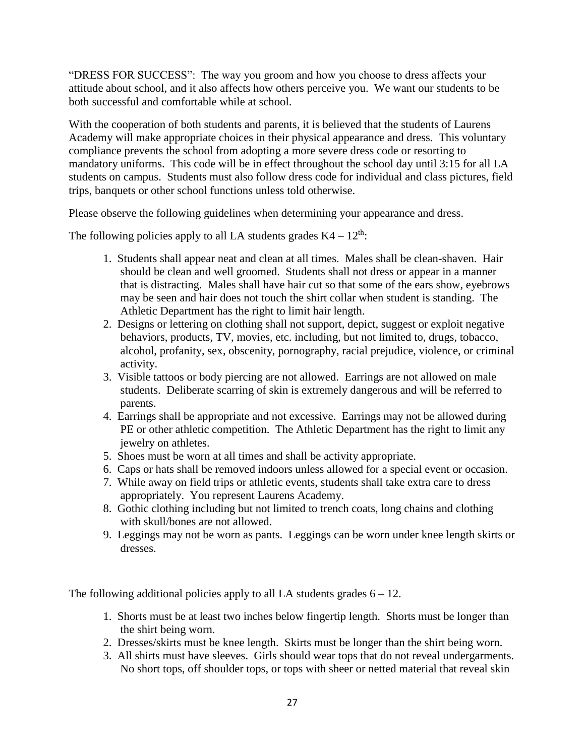"DRESS FOR SUCCESS": The way you groom and how you choose to dress affects your attitude about school, and it also affects how others perceive you. We want our students to be both successful and comfortable while at school.

With the cooperation of both students and parents, it is believed that the students of Laurens Academy will make appropriate choices in their physical appearance and dress. This voluntary compliance prevents the school from adopting a more severe dress code or resorting to mandatory uniforms. This code will be in effect throughout the school day until 3:15 for all LA students on campus. Students must also follow dress code for individual and class pictures, field trips, banquets or other school functions unless told otherwise.

Please observe the following guidelines when determining your appearance and dress.

The following policies apply to all LA students grades K4 – 12th:

1. Students shall appear neat and clean at all times. Males shall be clean-shaven. Hair should be clean and well groomed. Students shall not dress or appear in a manner that is distracting. Males shall have hair cut so that some of the ears show, eyebrows may be seen and hair does not touch the shirt collar when student is standing. The Athletic Department has the right to limit hair length.
2. Designs or lettering on clothing shall not support, depict, suggest or exploit negative behaviors, products, TV, movies, etc. including, but not limited to, drugs, tobacco, alcohol, profanity, sex, obscenity, pornography, racial prejudice, violence, or criminal activity.
3. Visible tattoos or body piercing are not allowed. Earrings are not allowed on male students. Deliberate scarring of skin is extremely dangerous and will be referred to parents.
4. Earrings shall be appropriate and not excessive. Earrings may not be allowed during PE or other athletic competition. The Athletic Department has the right to limit any jewelry on athletes.
5. Shoes must be worn at all times and shall be activity appropriate.
6. Caps or hats shall be removed indoors unless allowed for a special event or occasion.
7. While away on field trips or athletic events, students shall take extra care to dress appropriately. You represent Laurens Academy.
8. Gothic clothing including but not limited to trench coats, long chains and clothing with skull/bones are not allowed.
9. Leggings may not be worn as pants. Leggings can be worn under knee length skirts or dresses.

The following additional policies apply to all LA students grades 6 – 12.

1. Shorts must be at least two inches below fingertip length. Shorts must be longer than the shirt being worn.
2. Dresses/skirts must be knee length. Skirts must be longer than the shirt being worn.
3. All shirts must have sleeves. Girls should wear tops that do not reveal undergarments. No short tops, off shoulder tops, or tops with sheer or netted material that reveal skin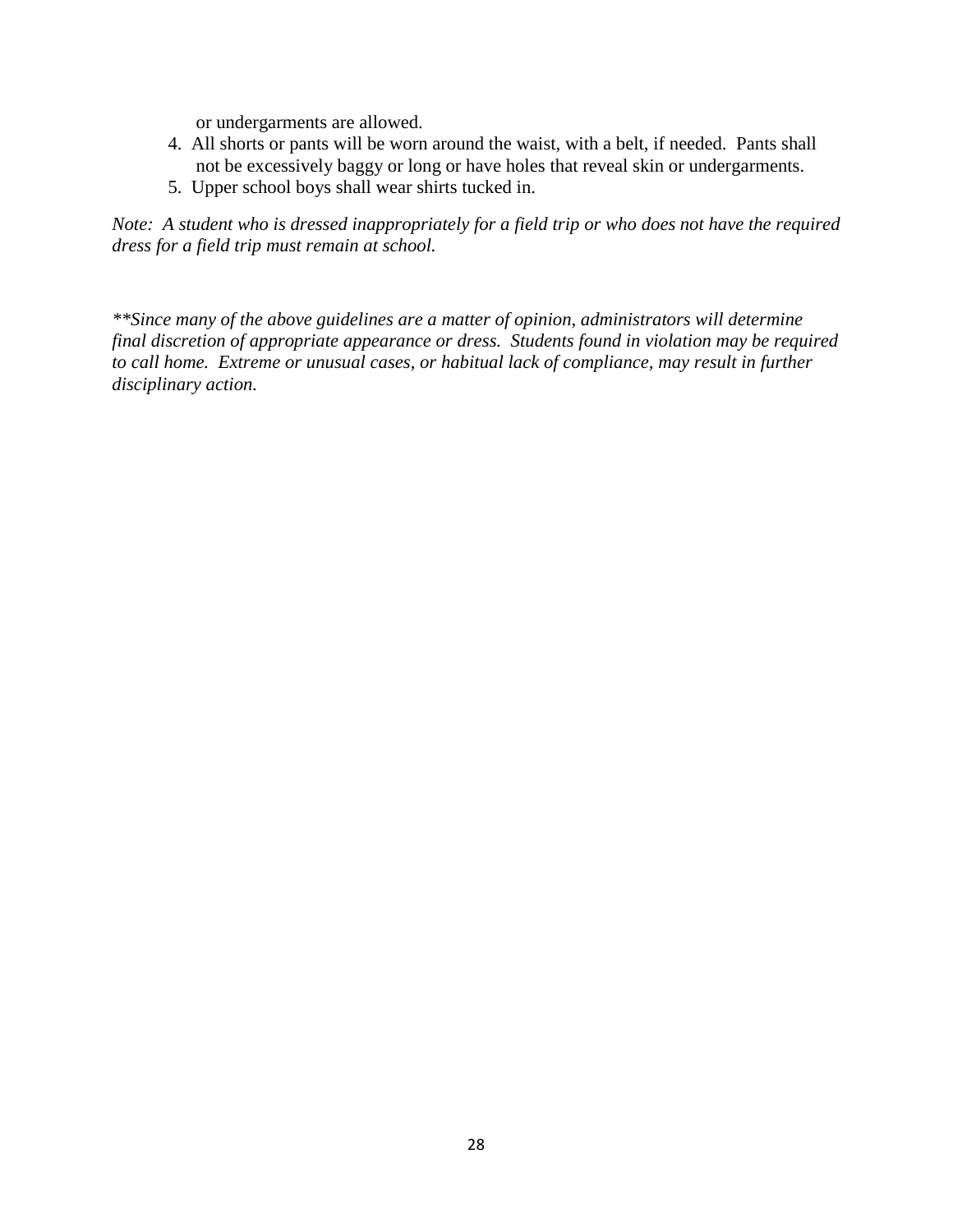or undergarments are allowed.

4. All shorts or pants will be worn around the waist, with a belt, if needed. Pants shall not be excessively baggy or long or have holes that reveal skin or undergarments.
5. Upper school boys shall wear shirts tucked in.

*Note: A student who is dressed inappropriately for a field trip or who does not have the required dress for a field trip must remain at school.*

*\*\*Since many of the above guidelines are a matter of opinion, administrators will determine final discretion of appropriate appearance or dress. Students found in violation may be required to call home. Extreme or unusual cases, or habitual lack of compliance, may result in further disciplinary action.*